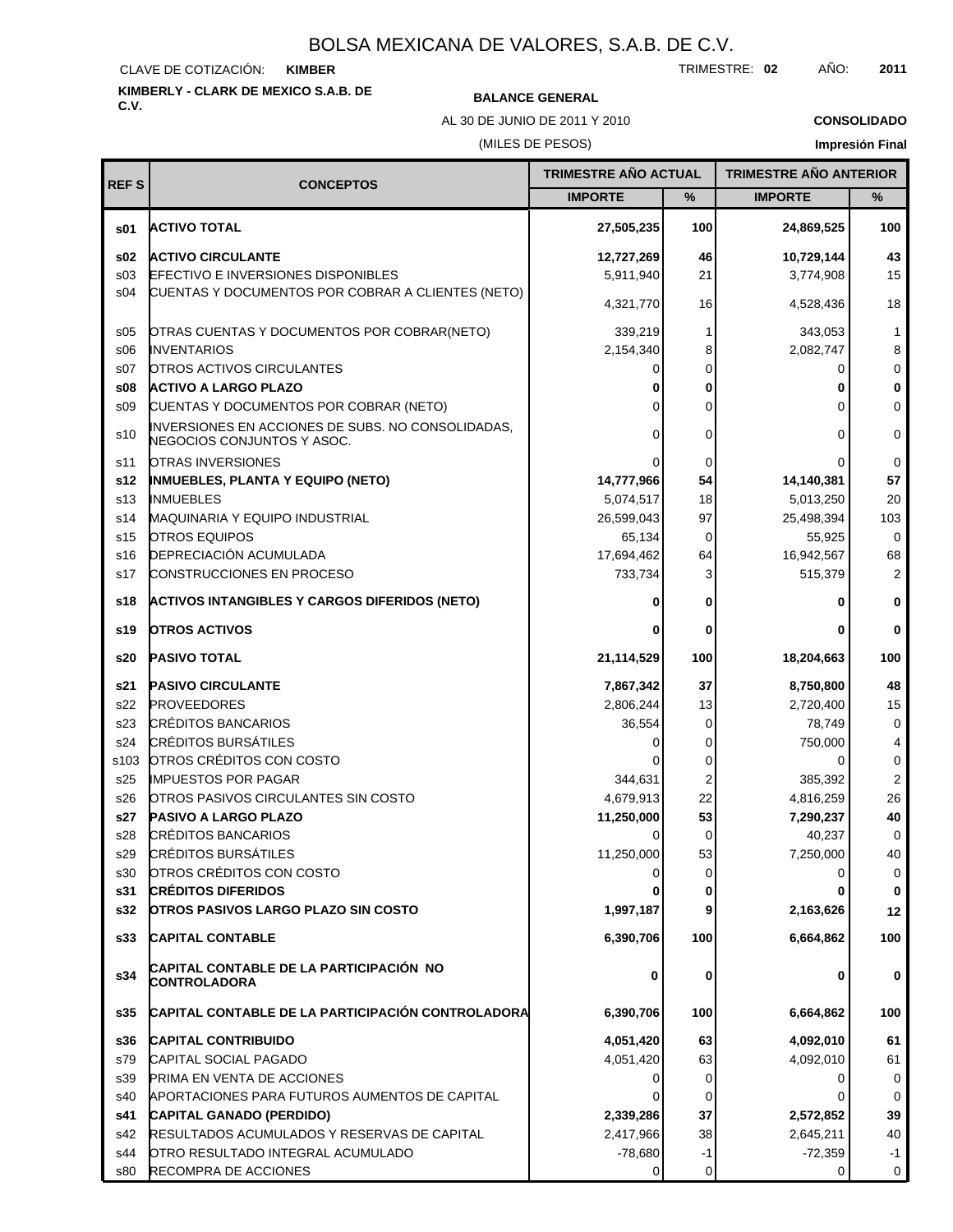# BOLSA MEXICANA DE VALORES, S.A.B. DE C.V.

CLAVE DE COTIZACIÓN: **KIMBER**

TRIMESTRE: **02** AÑO: **2011**

**KIMBERLY - CLARK DE MEXICO S.A.B. DE C.V.**

**BALANCE GENERAL**

AL 30 DE JUNIO DE 2011 Y 2010

(MILES DE PESOS)

**CONSOLIDADO**

**Impresión Final**

| REF S | CONCEPTOS | TRIMESTRE AÑO ACTUAL | | TRIMESTRE AÑO ANTERIOR | |
|---|---|---|---|---|---|
| | | IMPORTE | % | IMPORTE | % |
| **s01** | **ACTIVO TOTAL** | **27,505,235** | **100** | **24,869,525** | **100** |
| **s02** | **ACTIVO CIRCULANTE** | **12,727,269** | **46** | **10,729,144** | **43** |
| s03 | EFECTIVO E INVERSIONES DISPONIBLES | 5,911,940 | 21 | 3,774,908 | 15 |
| s04 | CUENTAS Y DOCUMENTOS POR COBRAR A CLIENTES (NETO) | 4,321,770 | 16 | 4,528,436 | 18 |
| s05 | OTRAS CUENTAS Y DOCUMENTOS POR COBRAR(NETO) | 339,219 | 1 | 343,053 | 1 |
| s06 | INVENTARIOS | 2,154,340 | 8 | 2,082,747 | 8 |
| s07 | OTROS ACTIVOS CIRCULANTES | 0 | 0 | 0 | 0 |
| **s08** | **ACTIVO A LARGO PLAZO** | **0** | **0** | **0** | **0** |
| s09 | CUENTAS Y DOCUMENTOS POR COBRAR (NETO) | 0 | 0 | 0 | 0 |
| s10 | INVERSIONES EN ACCIONES DE SUBS. NO CONSOLIDADAS, NEGOCIOS CONJUNTOS Y ASOC. | 0 | 0 | 0 | 0 |
| s11 | OTRAS INVERSIONES | 0 | 0 | 0 | 0 |
| **s12** | **INMUEBLES, PLANTA Y EQUIPO (NETO)** | **14,777,966** | **54** | **14,140,381** | **57** |
| s13 | INMUEBLES | 5,074,517 | 18 | 5,013,250 | 20 |
| s14 | MAQUINARIA Y EQUIPO INDUSTRIAL | 26,599,043 | 97 | 25,498,394 | 103 |
| s15 | OTROS EQUIPOS | 65,134 | 0 | 55,925 | 0 |
| s16 | DEPRECIACIÓN ACUMULADA | 17,694,462 | 64 | 16,942,567 | 68 |
| s17 | CONSTRUCCIONES EN PROCESO | 733,734 | 3 | 515,379 | 2 |
| **s18** | **ACTIVOS INTANGIBLES Y CARGOS DIFERIDOS (NETO)** | **0** | **0** | **0** | **0** |
| **s19** | **OTROS ACTIVOS** | **0** | **0** | **0** | **0** |
| **s20** | **PASIVO TOTAL** | **21,114,529** | **100** | **18,204,663** | **100** |
| **s21** | **PASIVO CIRCULANTE** | **7,867,342** | **37** | **8,750,800** | **48** |
| s22 | PROVEEDORES | 2,806,244 | 13 | 2,720,400 | 15 |
| s23 | CRÉDITOS BANCARIOS | 36,554 | 0 | 78,749 | 0 |
| s24 | CRÉDITOS BURSÁTILES | 0 | 0 | 750,000 | 4 |
| s103 | OTROS CRÉDITOS CON COSTO | 0 | 0 | 0 | 0 |
| s25 | IMPUESTOS POR PAGAR | 344,631 | 2 | 385,392 | 2 |
| s26 | OTROS PASIVOS CIRCULANTES SIN COSTO | 4,679,913 | 22 | 4,816,259 | 26 |
| **s27** | **PASIVO A LARGO PLAZO** | **11,250,000** | **53** | **7,290,237** | **40** |
| s28 | CRÉDITOS BANCARIOS | 0 | 0 | 40,237 | 0 |
| s29 | CRÉDITOS BURSÁTILES | 11,250,000 | 53 | 7,250,000 | 40 |
| s30 | OTROS CRÉDITOS CON COSTO | 0 | 0 | 0 | 0 |
| **s31** | **CRÉDITOS DIFERIDOS** | **0** | **0** | **0** | **0** |
| **s32** | **OTROS PASIVOS LARGO PLAZO SIN COSTO** | **1,997,187** | **9** | **2,163,626** | **12** |
| **s33** | **CAPITAL CONTABLE** | **6,390,706** | **100** | **6,664,862** | **100** |
| **s34** | **CAPITAL CONTABLE DE LA PARTICIPACIÓN NO CONTROLADORA** | **0** | **0** | **0** | **0** |
| **s35** | **CAPITAL CONTABLE DE LA PARTICIPACIÓN CONTROLADORA** | **6,390,706** | **100** | **6,664,862** | **100** |
| **s36** | **CAPITAL CONTRIBUIDO** | **4,051,420** | **63** | **4,092,010** | **61** |
| s79 | CAPITAL SOCIAL PAGADO | 4,051,420 | 63 | 4,092,010 | 61 |
| s39 | PRIMA EN VENTA DE ACCIONES | 0 | 0 | 0 | 0 |
| s40 | APORTACIONES PARA FUTUROS AUMENTOS DE CAPITAL | 0 | 0 | 0 | 0 |
| **s41** | **CAPITAL GANADO (PERDIDO)** | **2,339,286** | **37** | **2,572,852** | **39** |
| s42 | RESULTADOS ACUMULADOS Y RESERVAS DE CAPITAL | 2,417,966 | 38 | 2,645,211 | 40 |
| s44 | OTRO RESULTADO INTEGRAL ACUMULADO | -78,680 | -1 | -72,359 | -1 |
| s80 | RECOMPRA DE ACCIONES | 0 | 0 | 0 | 0 |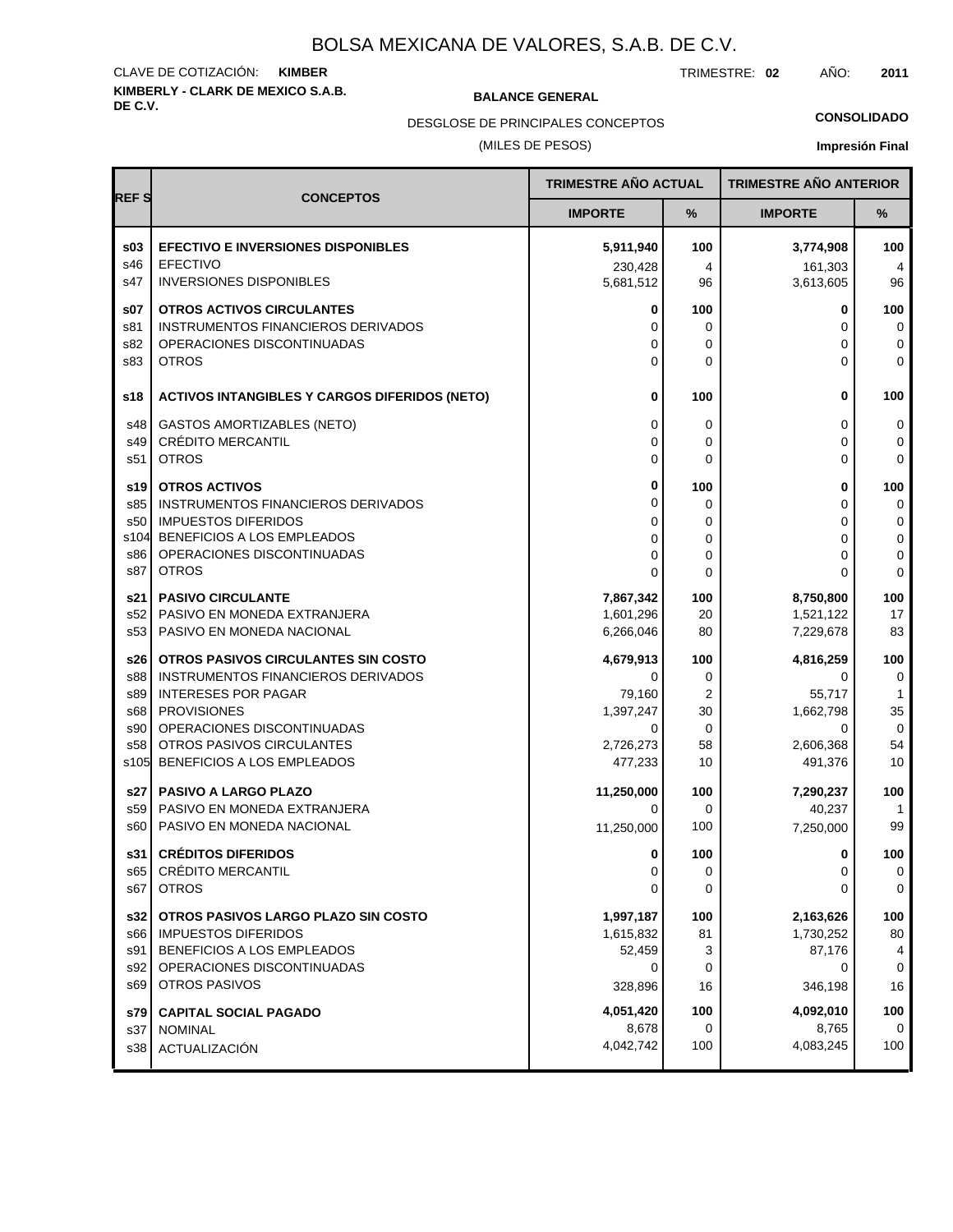# BOLSA MEXICANA DE VALORES, S.A.B. DE C.V.

CLAVE DE COTIZACIÓN: **KIMBER** TRIMESTRE: **02** AÑO: **2011**

**KIMBERLY - CLARK DE MEXICO S.A.B. DE C.V.**

**BALANCE GENERAL**

DESGLOSE DE PRINCIPALES CONCEPTOS

(MILES DE PESOS)

**CONSOLIDADO**

**Impresión Final**

| REF S | CONCEPTOS | TRIMESTRE AÑO ACTUAL | | TRIMESTRE AÑO ANTERIOR | |
|---|---|---|---|---|---|
| | | IMPORTE | % | IMPORTE | % |
| **s03** | **EFECTIVO E INVERSIONES DISPONIBLES** | **5,911,940** | **100** | **3,774,908** | **100** |
| s46 | EFECTIVO | 230,428 | 4 | 161,303 | 4 |
| s47 | INVERSIONES DISPONIBLES | 5,681,512 | 96 | 3,613,605 | 96 |
| **s07** | **OTROS ACTIVOS CIRCULANTES** | **0** | **100** | **0** | **100** |
| s81 | INSTRUMENTOS FINANCIEROS DERIVADOS | 0 | 0 | 0 | 0 |
| s82 | OPERACIONES DISCONTINUADAS | 0 | 0 | 0 | 0 |
| s83 | OTROS | 0 | 0 | 0 | 0 |
| **s18** | **ACTIVOS INTANGIBLES Y CARGOS DIFERIDOS (NETO)** | **0** | **100** | **0** | **100** |
| s48 | GASTOS AMORTIZABLES (NETO) | 0 | 0 | 0 | 0 |
| s49 | CRÉDITO MERCANTIL | 0 | 0 | 0 | 0 |
| s51 | OTROS | 0 | 0 | 0 | 0 |
| **s19** | **OTROS ACTIVOS** | **0** | **100** | **0** | **100** |
| s85 | INSTRUMENTOS FINANCIEROS DERIVADOS | 0 | 0 | 0 | 0 |
| s50 | IMPUESTOS DIFERIDOS | 0 | 0 | 0 | 0 |
| s104 | BENEFICIOS A LOS EMPLEADOS | 0 | 0 | 0 | 0 |
| s86 | OPERACIONES DISCONTINUADAS | 0 | 0 | 0 | 0 |
| s87 | OTROS | 0 | 0 | 0 | 0 |
| **s21** | **PASIVO CIRCULANTE** | **7,867,342** | **100** | **8,750,800** | **100** |
| s52 | PASIVO EN MONEDA EXTRANJERA | 1,601,296 | 20 | 1,521,122 | 17 |
| s53 | PASIVO EN MONEDA NACIONAL | 6,266,046 | 80 | 7,229,678 | 83 |
| **s26** | **OTROS PASIVOS CIRCULANTES SIN COSTO** | **4,679,913** | **100** | **4,816,259** | **100** |
| s88 | INSTRUMENTOS FINANCIEROS DERIVADOS | 0 | 0 | 0 | 0 |
| s89 | INTERESES POR PAGAR | 79,160 | 2 | 55,717 | 1 |
| s68 | PROVISIONES | 1,397,247 | 30 | 1,662,798 | 35 |
| s90 | OPERACIONES DISCONTINUADAS | 0 | 0 | 0 | 0 |
| s58 | OTROS PASIVOS CIRCULANTES | 2,726,273 | 58 | 2,606,368 | 54 |
| s105 | BENEFICIOS A LOS EMPLEADOS | 477,233 | 10 | 491,376 | 10 |
| **s27** | **PASIVO A LARGO PLAZO** | **11,250,000** | **100** | **7,290,237** | **100** |
| s59 | PASIVO EN MONEDA EXTRANJERA | 0 | 0 | 40,237 | 1 |
| s60 | PASIVO EN MONEDA NACIONAL | 11,250,000 | 100 | 7,250,000 | 99 |
| **s31** | **CRÉDITOS DIFERIDOS** | **0** | **100** | **0** | **100** |
| s65 | CRÉDITO MERCANTIL | 0 | 0 | 0 | 0 |
| s67 | OTROS | 0 | 0 | 0 | 0 |
| **s32** | **OTROS PASIVOS LARGO PLAZO SIN COSTO** | **1,997,187** | **100** | **2,163,626** | **100** |
| s66 | IMPUESTOS DIFERIDOS | 1,615,832 | 81 | 1,730,252 | 80 |
| s91 | BENEFICIOS A LOS EMPLEADOS | 52,459 | 3 | 87,176 | 4 |
| s92 | OPERACIONES DISCONTINUADAS | 0 | 0 | 0 | 0 |
| s69 | OTROS PASIVOS | 328,896 | 16 | 346,198 | 16 |
| **s79** | **CAPITAL SOCIAL PAGADO** | **4,051,420** | **100** | **4,092,010** | **100** |
| s37 | NOMINAL | 8,678 | 0 | 8,765 | 0 |
| s38 | ACTUALIZACIÓN | 4,042,742 | 100 | 4,083,245 | 100 |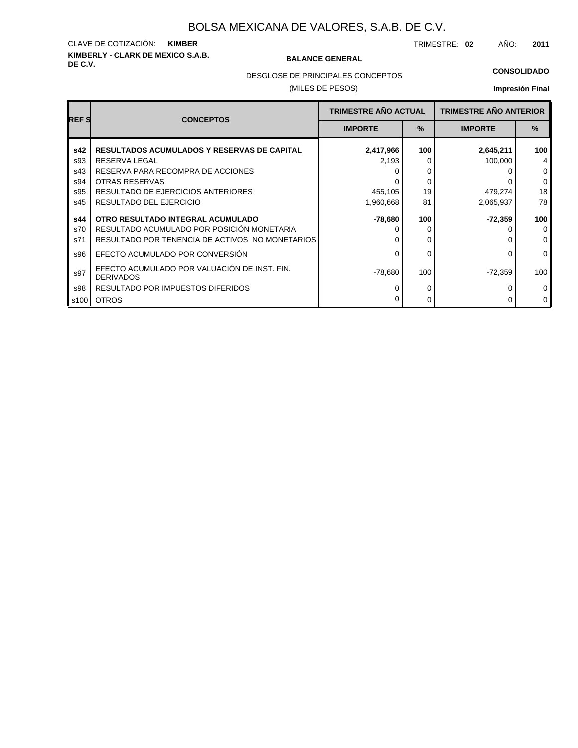# BOLSA MEXICANA DE VALORES, S.A.B. DE C.V.

CLAVE DE COTIZACIÓN: **KIMBER**

TRIMESTRE: **02** AÑO: **2011**

**KIMBERLY - CLARK DE MEXICO S.A.B. DE C.V.**

**BALANCE GENERAL**

DESGLOSE DE PRINCIPALES CONCEPTOS

(MILES DE PESOS)

**CONSOLIDADO**

**Impresión Final**

| REF S | CONCEPTOS | TRIMESTRE AÑO ACTUAL | | TRIMESTRE AÑO ANTERIOR | |
|---|---|---|---|---|---|
| | | IMPORTE | % | IMPORTE | % |
| **s42** | **RESULTADOS ACUMULADOS Y RESERVAS DE CAPITAL** | **2,417,966** | **100** | **2,645,211** | **100** |
| s93 | RESERVA LEGAL | 2,193 | 0 | 100,000 | 4 |
| s43 | RESERVA PARA RECOMPRA DE ACCIONES | 0 | 0 | 0 | 0 |
| s94 | OTRAS RESERVAS | 0 | 0 | 0 | 0 |
| s95 | RESULTADO DE EJERCICIOS ANTERIORES | 455,105 | 19 | 479,274 | 18 |
| s45 | RESULTADO DEL EJERCICIO | 1,960,668 | 81 | 2,065,937 | 78 |
| **s44** | **OTRO RESULTADO INTEGRAL ACUMULADO** | **-78,680** | **100** | **-72,359** | **100** |
| s70 | RESULTADO ACUMULADO POR POSICIÓN MONETARIA | 0 | 0 | 0 | 0 |
| s71 | RESULTADO POR TENENCIA DE ACTIVOS NO MONETARIOS | 0 | 0 | 0 | 0 |
| s96 | EFECTO ACUMULADO POR CONVERSIÓN | 0 | 0 | 0 | 0 |
| s97 | EFECTO ACUMULADO POR VALUACIÓN DE INST. FIN. DERIVADOS | -78,680 | 100 | -72,359 | 100 |
| s98 | RESULTADO POR IMPUESTOS DIFERIDOS | 0 | 0 | 0 | 0 |
| s100 | OTROS | 0 | 0 | 0 | 0 |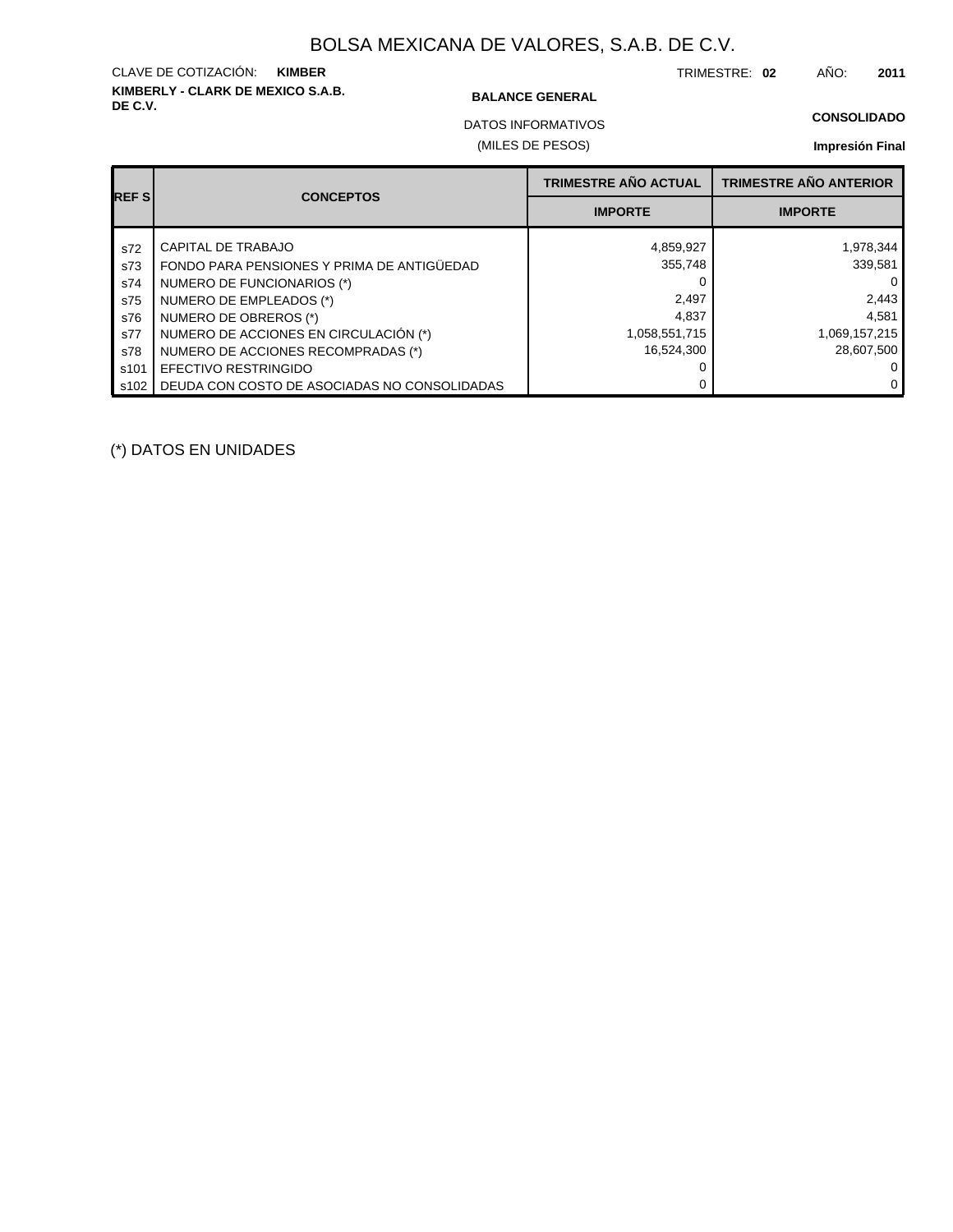# BOLSA MEXICANA DE VALORES, S.A.B. DE C.V.

CLAVE DE COTIZACIÓN: **KIMBER** TRIMESTRE: **02** AÑO: **2011**

**KIMBERLY - CLARK DE MEXICO S.A.B. DE C.V.**

**BALANCE GENERAL**

**CONSOLIDADO**

DATOS INFORMATIVOS

(MILES DE PESOS)

**Impresión Final**

| REF S | CONCEPTOS | TRIMESTRE AÑO ACTUAL | TRIMESTRE AÑO ANTERIOR |
|---|---|---|---|
| | | IMPORTE | IMPORTE |
| s72 | CAPITAL DE TRABAJO | 4,859,927 | 1,978,344 |
| s73 | FONDO PARA PENSIONES Y PRIMA DE ANTIGÜEDAD | 355,748 | 339,581 |
| s74 | NUMERO DE FUNCIONARIOS (*) | 0 | 0 |
| s75 | NUMERO DE EMPLEADOS (*) | 2,497 | 2,443 |
| s76 | NUMERO DE OBREROS (*) | 4,837 | 4,581 |
| s77 | NUMERO DE ACCIONES EN CIRCULACIÓN (*) | 1,058,551,715 | 1,069,157,215 |
| s78 | NUMERO DE ACCIONES RECOMPRADAS (*) | 16,524,300 | 28,607,500 |
| s101 | EFECTIVO RESTRINGIDO | 0 | 0 |
| s102 | DEUDA CON COSTO DE ASOCIADAS NO CONSOLIDADAS | 0 | 0 |

(*) DATOS EN UNIDADES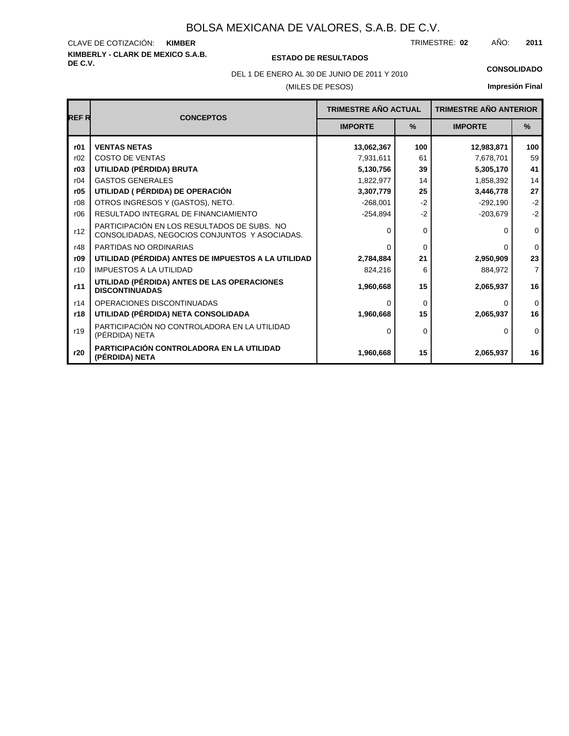# BOLSA MEXICANA DE VALORES, S.A.B. DE C.V.

CLAVE DE COTIZACIÓN: **KIMBER**

TRIMESTRE: **02** AÑO: **2011**

**KIMBERLY - CLARK DE MEXICO S.A.B. DE C.V.**

**ESTADO DE RESULTADOS**

DEL 1 DE ENERO AL 30 DE JUNIO DE 2011 Y 2010

(MILES DE PESOS)

**CONSOLIDADO**

**Impresión Final**

| REF R | CONCEPTOS | TRIMESTRE AÑO ACTUAL | | TRIMESTRE AÑO ANTERIOR | |
|---|---|---|---|---|---|
| | | IMPORTE | % | IMPORTE | % |
| **r01** | **VENTAS NETAS** | **13,062,367** | **100** | **12,983,871** | **100** |
| r02 | COSTO DE VENTAS | 7,931,611 | 61 | 7,678,701 | 59 |
| **r03** | **UTILIDAD (PÉRDIDA) BRUTA** | **5,130,756** | **39** | **5,305,170** | **41** |
| r04 | GASTOS GENERALES | 1,822,977 | 14 | 1,858,392 | 14 |
| **r05** | **UTILIDAD ( PÉRDIDA) DE OPERACIÓN** | **3,307,779** | **25** | **3,446,778** | **27** |
| r08 | OTROS INGRESOS Y (GASTOS), NETO. | -268,001 | -2 | -292,190 | -2 |
| r06 | RESULTADO INTEGRAL DE FINANCIAMIENTO | -254,894 | -2 | -203,679 | -2 |
| r12 | PARTICIPACIÓN EN LOS RESULTADOS DE SUBS. NO CONSOLIDADAS, NEGOCIOS CONJUNTOS Y ASOCIADAS. | 0 | 0 | 0 | 0 |
| r48 | PARTIDAS NO ORDINARIAS | 0 | 0 | 0 | 0 |
| **r09** | **UTILIDAD (PÉRDIDA) ANTES DE IMPUESTOS A LA UTILIDAD** | **2,784,884** | **21** | **2,950,909** | **23** |
| r10 | IMPUESTOS A LA UTILIDAD | 824,216 | 6 | 884,972 | 7 |
| **r11** | **UTILIDAD (PÉRDIDA) ANTES DE LAS OPERACIONES DISCONTINUADAS** | **1,960,668** | **15** | **2,065,937** | **16** |
| r14 | OPERACIONES DISCONTINUADAS | 0 | 0 | 0 | 0 |
| **r18** | **UTILIDAD (PÉRDIDA) NETA CONSOLIDADA** | **1,960,668** | **15** | **2,065,937** | **16** |
| r19 | PARTICIPACIÓN NO CONTROLADORA EN LA UTILIDAD (PÉRDIDA) NETA | 0 | 0 | 0 | 0 |
| **r20** | **PARTICIPACIÓN CONTROLADORA EN LA UTILIDAD (PÉRDIDA) NETA** | **1,960,668** | **15** | **2,065,937** | **16** |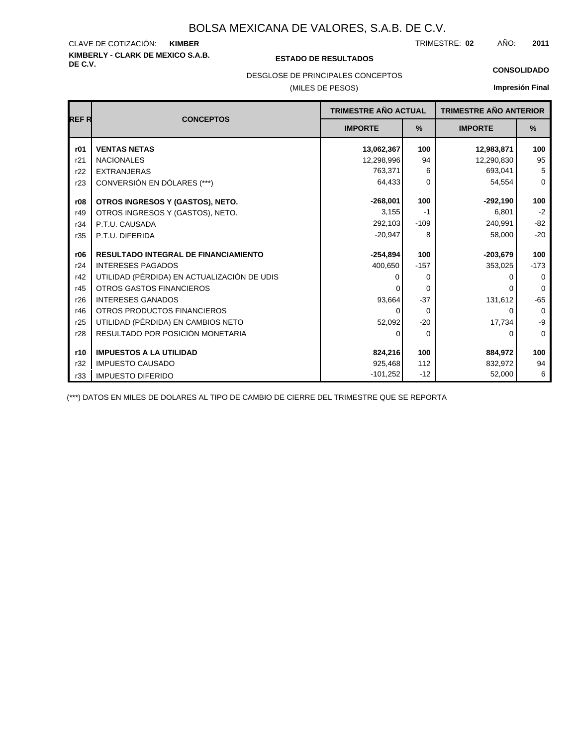# BOLSA MEXICANA DE VALORES, S.A.B. DE C.V.

CLAVE DE COTIZACIÓN: **KIMBER**

TRIMESTRE: **02** AÑO: **2011**

**KIMBERLY - CLARK DE MEXICO S.A.B. DE C.V.**

**ESTADO DE RESULTADOS**

**CONSOLIDADO**

DESGLOSE DE PRINCIPALES CONCEPTOS

(MILES DE PESOS)

**Impresión Final**

| REF R | CONCEPTOS | TRIMESTRE AÑO ACTUAL | | TRIMESTRE AÑO ANTERIOR | |
|---|---|---|---|---|---|
| | | IMPORTE | % | IMPORTE | % |
| **r01** | **VENTAS NETAS** | **13,062,367** | **100** | **12,983,871** | **100** |
| r21 | NACIONALES | 12,298,996 | 94 | 12,290,830 | 95 |
| r22 | EXTRANJERAS | 763,371 | 6 | 693,041 | 5 |
| r23 | CONVERSIÓN EN DÓLARES (***) | 64,433 | 0 | 54,554 | 0 |
| **r08** | **OTROS INGRESOS Y (GASTOS), NETO.** | **-268,001** | **100** | **-292,190** | **100** |
| r49 | OTROS INGRESOS Y (GASTOS), NETO. | 3,155 | -1 | 6,801 | -2 |
| r34 | P.T.U. CAUSADA | 292,103 | -109 | 240,991 | -82 |
| r35 | P.T.U. DIFERIDA | -20,947 | 8 | 58,000 | -20 |
| **r06** | **RESULTADO INTEGRAL DE FINANCIAMIENTO** | **-254,894** | **100** | **-203,679** | **100** |
| r24 | INTERESES PAGADOS | 400,650 | -157 | 353,025 | -173 |
| r42 | UTILIDAD (PÉRDIDA) EN ACTUALIZACIÓN DE UDIS | 0 | 0 | 0 | 0 |
| r45 | OTROS GASTOS FINANCIEROS | 0 | 0 | 0 | 0 |
| r26 | INTERESES GANADOS | 93,664 | -37 | 131,612 | -65 |
| r46 | OTROS PRODUCTOS FINANCIEROS | 0 | 0 | 0 | 0 |
| r25 | UTILIDAD (PÉRDIDA) EN CAMBIOS NETO | 52,092 | -20 | 17,734 | -9 |
| r28 | RESULTADO POR POSICIÓN MONETARIA | 0 | 0 | 0 | 0 |
| **r10** | **IMPUESTOS A LA UTILIDAD** | **824,216** | **100** | **884,972** | **100** |
| r32 | IMPUESTO CAUSADO | 925,468 | 112 | 832,972 | 94 |
| r33 | IMPUESTO DIFERIDO | -101,252 | -12 | 52,000 | 6 |

(***) DATOS EN MILES DE DOLARES AL TIPO DE CAMBIO DE CIERRE DEL TRIMESTRE QUE SE REPORTA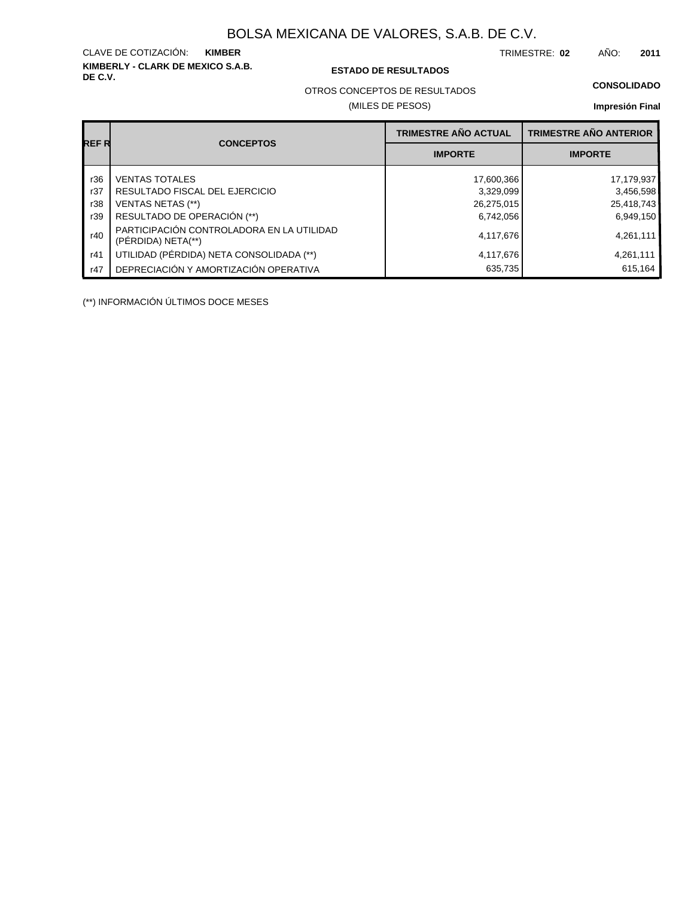# BOLSA MEXICANA DE VALORES, S.A.B. DE C.V.

CLAVE DE COTIZACIÓN: **KIMBER**

TRIMESTRE: **02** AÑO: **2011**

**KIMBERLY - CLARK DE MEXICO S.A.B. DE C.V.**

**ESTADO DE RESULTADOS**

OTROS CONCEPTOS DE RESULTADOS

(MILES DE PESOS)

**CONSOLIDADO**

**Impresión Final**

| REF R | CONCEPTOS | TRIMESTRE AÑO ACTUAL | TRIMESTRE AÑO ANTERIOR |
|---|---|---|---|
| | | IMPORTE | IMPORTE |
| r36 | VENTAS TOTALES | 17,600,366 | 17,179,937 |
| r37 | RESULTADO FISCAL DEL EJERCICIO | 3,329,099 | 3,456,598 |
| r38 | VENTAS NETAS (**) | 26,275,015 | 25,418,743 |
| r39 | RESULTADO DE OPERACIÓN (**) | 6,742,056 | 6,949,150 |
| r40 | PARTICIPACIÓN CONTROLADORA EN LA UTILIDAD (PÉRDIDA) NETA(**) | 4,117,676 | 4,261,111 |
| r41 | UTILIDAD (PÉRDIDA) NETA CONSOLIDADA (**) | 4,117,676 | 4,261,111 |
| r47 | DEPRECIACIÓN Y AMORTIZACIÓN OPERATIVA | 635,735 | 615,164 |

(**) INFORMACIÓN ÚLTIMOS DOCE MESES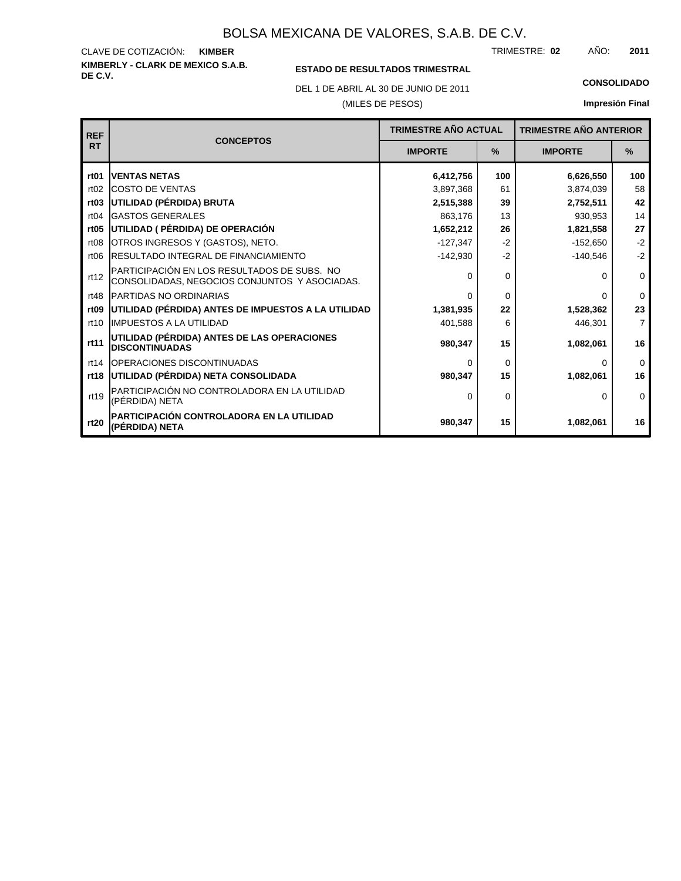# BOLSA MEXICANA DE VALORES, S.A.B. DE C.V.

CLAVE DE COTIZACIÓN: **KIMBER**

TRIMESTRE: **02** AÑO: **2011**

**KIMBERLY - CLARK DE MEXICO S.A.B. DE C.V.**

**ESTADO DE RESULTADOS TRIMESTRAL**

DEL 1 DE ABRIL AL 30 DE JUNIO DE 2011

(MILES DE PESOS)

**CONSOLIDADO**

**Impresión Final**

| REF RT | CONCEPTOS | TRIMESTRE AÑO ACTUAL | | TRIMESTRE AÑO ANTERIOR | |
|---|---|---|---|---|---|
| | | IMPORTE | % | IMPORTE | % |
| **rt01** | **VENTAS NETAS** | **6,412,756** | **100** | **6,626,550** | **100** |
| rt02 | COSTO DE VENTAS | 3,897,368 | 61 | 3,874,039 | 58 |
| **rt03** | **UTILIDAD (PÉRDIDA) BRUTA** | **2,515,388** | **39** | **2,752,511** | **42** |
| rt04 | GASTOS GENERALES | 863,176 | 13 | 930,953 | 14 |
| **rt05** | **UTILIDAD ( PÉRDIDA) DE OPERACIÓN** | **1,652,212** | **26** | **1,821,558** | **27** |
| rt08 | OTROS INGRESOS Y (GASTOS), NETO. | -127,347 | -2 | -152,650 | -2 |
| rt06 | RESULTADO INTEGRAL DE FINANCIAMIENTO | -142,930 | -2 | -140,546 | -2 |
| rt12 | PARTICIPACIÓN EN LOS RESULTADOS DE SUBS. NO CONSOLIDADAS, NEGOCIOS CONJUNTOS Y ASOCIADAS. | 0 | 0 | 0 | 0 |
| rt48 | PARTIDAS NO ORDINARIAS | 0 | 0 | 0 | 0 |
| **rt09** | **UTILIDAD (PÉRDIDA) ANTES DE IMPUESTOS A LA UTILIDAD** | **1,381,935** | **22** | **1,528,362** | **23** |
| rt10 | IMPUESTOS A LA UTILIDAD | 401,588 | 6 | 446,301 | 7 |
| **rt11** | **UTILIDAD (PÉRDIDA) ANTES DE LAS OPERACIONES DISCONTINUADAS** | **980,347** | **15** | **1,082,061** | **16** |
| rt14 | OPERACIONES DISCONTINUADAS | 0 | 0 | 0 | 0 |
| **rt18** | **UTILIDAD (PÉRDIDA) NETA CONSOLIDADA** | **980,347** | **15** | **1,082,061** | **16** |
| rt19 | PARTICIPACIÓN NO CONTROLADORA EN LA UTILIDAD (PÉRDIDA) NETA | 0 | 0 | 0 | 0 |
| **rt20** | **PARTICIPACIÓN CONTROLADORA EN LA UTILIDAD (PÉRDIDA) NETA** | **980,347** | **15** | **1,082,061** | **16** |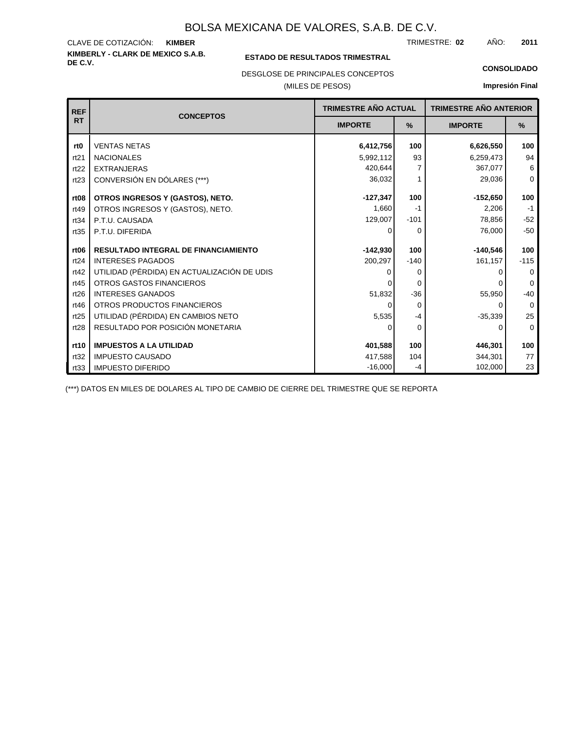# BOLSA MEXICANA DE VALORES, S.A.B. DE C.V.

CLAVE DE COTIZACIÓN: **KIMBER**

TRIMESTRE: **02** AÑO: **2011**

**KIMBERLY - CLARK DE MEXICO S.A.B. DE C.V.**

**ESTADO DE RESULTADOS TRIMESTRAL**

DESGLOSE DE PRINCIPALES CONCEPTOS

(MILES DE PESOS)

**CONSOLIDADO**

**Impresión Final**

| REF RT | CONCEPTOS | TRIMESTRE AÑO ACTUAL | | TRIMESTRE AÑO ANTERIOR | |
|---|---|---|---|---|---|
| | | IMPORTE | % | IMPORTE | % |
| **rt0** | VENTAS NETAS | **6,412,756** | **100** | **6,626,550** | **100** |
| rt21 | NACIONALES | 5,992,112 | 93 | 6,259,473 | 94 |
| rt22 | EXTRANJERAS | 420,644 | 7 | 367,077 | 6 |
| rt23 | CONVERSIÓN EN DÓLARES (***) | 36,032 | 1 | 29,036 | 0 |
| **rt08** | **OTROS INGRESOS Y (GASTOS), NETO.** | **-127,347** | **100** | **-152,650** | **100** |
| rt49 | OTROS INGRESOS Y (GASTOS), NETO. | 1,660 | -1 | 2,206 | -1 |
| rt34 | P.T.U. CAUSADA | 129,007 | -101 | 78,856 | -52 |
| rt35 | P.T.U. DIFERIDA | 0 | 0 | 76,000 | -50 |
| **rt06** | **RESULTADO INTEGRAL DE FINANCIAMIENTO** | **-142,930** | **100** | **-140,546** | **100** |
| rt24 | INTERESES PAGADOS | 200,297 | -140 | 161,157 | -115 |
| rt42 | UTILIDAD (PÉRDIDA) EN ACTUALIZACIÓN DE UDIS | 0 | 0 | 0 | 0 |
| rt45 | OTROS GASTOS FINANCIEROS | 0 | 0 | 0 | 0 |
| rt26 | INTERESES GANADOS | 51,832 | -36 | 55,950 | -40 |
| rt46 | OTROS PRODUCTOS FINANCIEROS | 0 | 0 | 0 | 0 |
| rt25 | UTILIDAD (PÉRDIDA) EN CAMBIOS NETO | 5,535 | -4 | -35,339 | 25 |
| rt28 | RESULTADO POR POSICIÓN MONETARIA | 0 | 0 | 0 | 0 |
| **rt10** | **IMPUESTOS A LA UTILIDAD** | **401,588** | **100** | **446,301** | **100** |
| rt32 | IMPUESTO CAUSADO | 417,588 | 104 | 344,301 | 77 |
| rt33 | IMPUESTO DIFERIDO | -16,000 | -4 | 102,000 | 23 |

(***) DATOS EN MILES DE DOLARES AL TIPO DE CAMBIO DE CIERRE DEL TRIMESTRE QUE SE REPORTA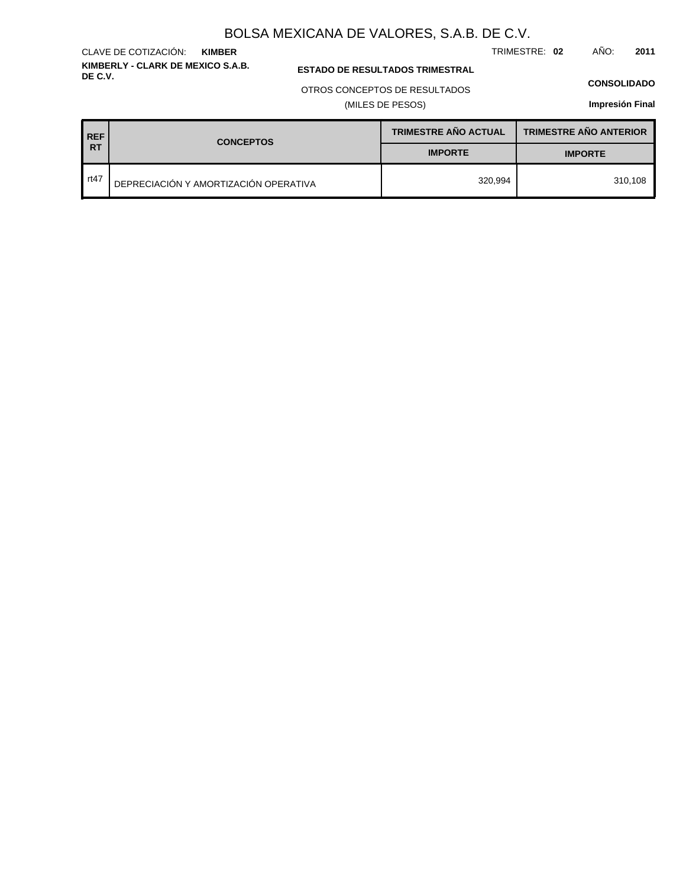# BOLSA MEXICANA DE VALORES, S.A.B. DE C.V.

CLAVE DE COTIZACIÓN: **KIMBER**

TRIMESTRE: **02** AÑO: **2011**

**KIMBERLY - CLARK DE MEXICO S.A.B. DE C.V.**

**ESTADO DE RESULTADOS TRIMESTRAL**

OTROS CONCEPTOS DE RESULTADOS

(MILES DE PESOS)

**CONSOLIDADO**

**Impresión Final**

| REF RT | CONCEPTOS | TRIMESTRE AÑO ACTUAL | TRIMESTRE AÑO ANTERIOR |
|---|---|---|---|
| | | IMPORTE | IMPORTE |
| rt47 | DEPRECIACIÓN Y AMORTIZACIÓN OPERATIVA | 320,994 | 310,108 |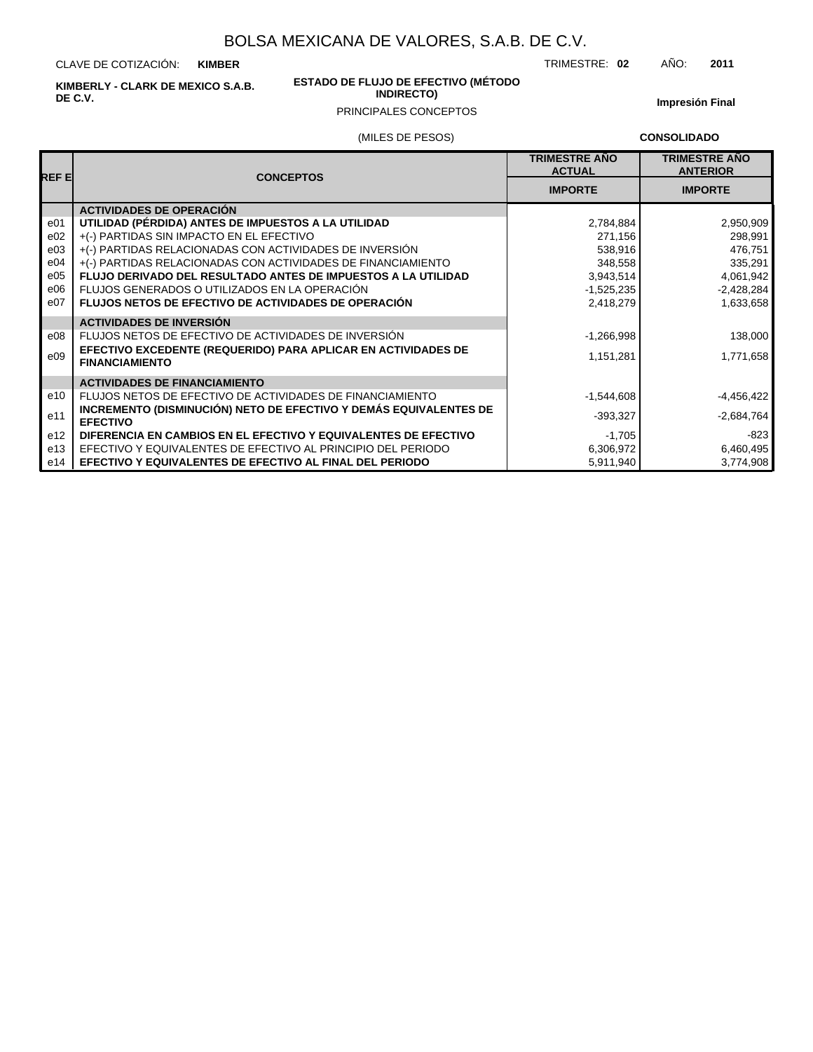# BOLSA MEXICANA DE VALORES, S.A.B. DE C.V.

CLAVE DE COTIZACIÓN: **KIMBER**

TRIMESTRE: **02** AÑO: **2011**

**KIMBERLY - CLARK DE MEXICO S.A.B. DE C.V.**

**ESTADO DE FLUJO DE EFECTIVO (MÉTODO INDIRECTO)**

PRINCIPALES CONCEPTOS

**Impresión Final**

(MILES DE PESOS)

**CONSOLIDADO**

| REF E | CONCEPTOS | TRIMESTRE AÑO ACTUAL IMPORTE | TRIMESTRE AÑO ANTERIOR IMPORTE |
|---|---|---|---|
| | **ACTIVIDADES DE OPERACIÓN** | | |
| e01 | **UTILIDAD (PÉRDIDA) ANTES DE IMPUESTOS A LA UTILIDAD** | 2,784,884 | 2,950,909 |
| e02 | +(-) PARTIDAS SIN IMPACTO EN EL EFECTIVO | 271,156 | 298,991 |
| e03 | +(-) PARTIDAS RELACIONADAS CON ACTIVIDADES DE INVERSIÓN | 538,916 | 476,751 |
| e04 | +(-) PARTIDAS RELACIONADAS CON ACTIVIDADES DE FINANCIAMIENTO | 348,558 | 335,291 |
| e05 | **FLUJO DERIVADO DEL RESULTADO ANTES DE IMPUESTOS A LA UTILIDAD** | 3,943,514 | 4,061,942 |
| e06 | FLUJOS GENERADOS O UTILIZADOS EN LA OPERACIÓN | -1,525,235 | -2,428,284 |
| e07 | **FLUJOS NETOS DE EFECTIVO DE ACTIVIDADES DE OPERACIÓN** | 2,418,279 | 1,633,658 |
| | **ACTIVIDADES DE INVERSIÓN** | | |
| e08 | FLUJOS NETOS DE EFECTIVO DE ACTIVIDADES DE INVERSIÓN | -1,266,998 | 138,000 |
| e09 | **EFECTIVO EXCEDENTE (REQUERIDO) PARA APLICAR EN ACTIVIDADES DE FINANCIAMIENTO** | 1,151,281 | 1,771,658 |
| | **ACTIVIDADES DE FINANCIAMIENTO** | | |
| e10 | FLUJOS NETOS DE EFECTIVO DE ACTIVIDADES DE FINANCIAMIENTO | -1,544,608 | -4,456,422 |
| e11 | **INCREMENTO (DISMINUCIÓN) NETO DE EFECTIVO Y DEMÁS EQUIVALENTES DE EFECTIVO** | -393,327 | -2,684,764 |
| e12 | **DIFERENCIA EN CAMBIOS EN EL EFECTIVO Y EQUIVALENTES DE EFECTIVO** | -1,705 | -823 |
| e13 | EFECTIVO Y EQUIVALENTES DE EFECTIVO AL PRINCIPIO DEL PERIODO | 6,306,972 | 6,460,495 |
| e14 | **EFECTIVO Y EQUIVALENTES DE EFECTIVO AL FINAL DEL PERIODO** | 5,911,940 | 3,774,908 |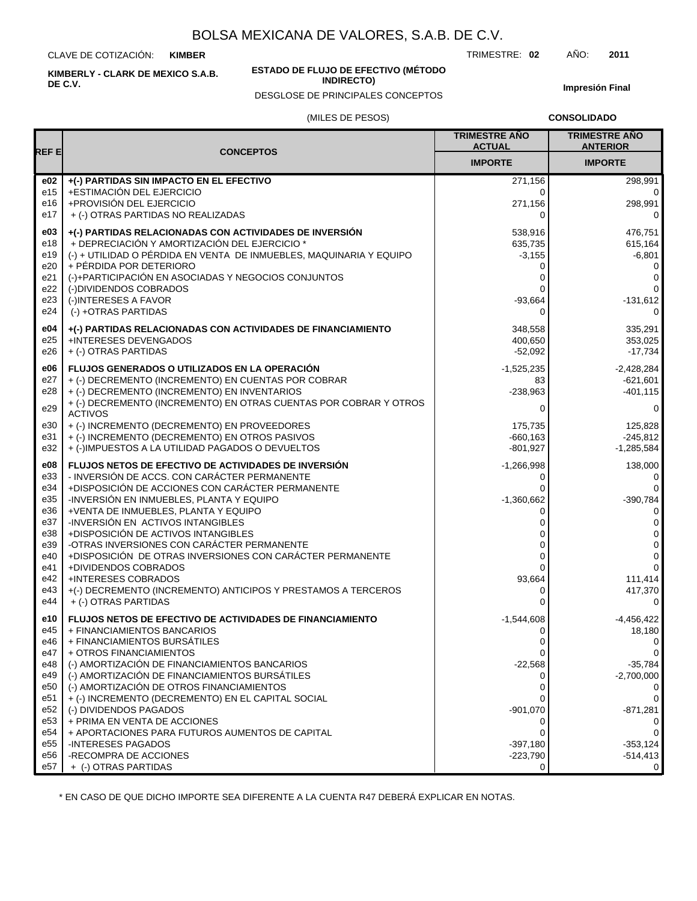# BOLSA MEXICANA DE VALORES, S.A.B. DE C.V.

CLAVE DE COTIZACIÓN: **KIMBER** TRIMESTRE: **02** AÑO: **2011**

**KIMBERLY - CLARK DE MEXICO S.A.B. DE C.V.**

**ESTADO DE FLUJO DE EFECTIVO (MÉTODO INDIRECTO)**

DESGLOSE DE PRINCIPALES CONCEPTOS

**Impresión Final**

(MILES DE PESOS) **CONSOLIDADO**

| REF E | CONCEPTOS | TRIMESTRE AÑO ACTUAL | TRIMESTRE AÑO ANTERIOR |
|---|---|---|---|
| | | IMPORTE | IMPORTE |
| **e02** | **+(-) PARTIDAS SIN IMPACTO EN EL EFECTIVO** | 271,156 | 298,991 |
| e15 | +ESTIMACIÓN DEL EJERCICIO | 0 | 0 |
| e16 | +PROVISIÓN DEL EJERCICIO | 271,156 | 298,991 |
| e17 | + (-) OTRAS PARTIDAS NO REALIZADAS | 0 | 0 |
| **e03** | **+(-) PARTIDAS RELACIONADAS CON ACTIVIDADES DE INVERSIÓN** | 538,916 | 476,751 |
| e18 | + DEPRECIACIÓN Y AMORTIZACIÓN DEL EJERCICIO * | 635,735 | 615,164 |
| e19 | (-) + UTILIDAD O PÉRDIDA EN VENTA DE INMUEBLES, MAQUINARIA Y EQUIPO | -3,155 | -6,801 |
| e20 | + PÉRDIDA POR DETERIORO | 0 | 0 |
| e21 | (-)+PARTICIPACIÓN EN ASOCIADAS Y NEGOCIOS CONJUNTOS | 0 | 0 |
| e22 | (-)DIVIDENDOS COBRADOS | 0 | 0 |
| e23 | (-)INTERESES A FAVOR | -93,664 | -131,612 |
| e24 | (-) +OTRAS PARTIDAS | 0 | 0 |
| **e04** | **+(-) PARTIDAS RELACIONADAS CON ACTIVIDADES DE FINANCIAMIENTO** | 348,558 | 335,291 |
| e25 | +INTERESES DEVENGADOS | 400,650 | 353,025 |
| e26 | + (-) OTRAS PARTIDAS | -52,092 | -17,734 |
| **e06** | **FLUJOS GENERADOS O UTILIZADOS EN LA OPERACIÓN** | -1,525,235 | -2,428,284 |
| e27 | + (-) DECREMENTO (INCREMENTO) EN CUENTAS POR COBRAR | 83 | -621,601 |
| e28 | + (-) DECREMENTO (INCREMENTO) EN INVENTARIOS | -238,963 | -401,115 |
| e29 | + (-) DECREMENTO (INCREMENTO) EN OTRAS CUENTAS POR COBRAR Y OTROS ACTIVOS | 0 | 0 |
| e30 | + (-) INCREMENTO (DECREMENTO) EN PROVEEDORES | 175,735 | 125,828 |
| e31 | + (-) INCREMENTO (DECREMENTO) EN OTROS PASIVOS | -660,163 | -245,812 |
| e32 | + (-)IMPUESTOS A LA UTILIDAD PAGADOS O DEVUELTOS | -801,927 | -1,285,584 |
| **e08** | **FLUJOS NETOS DE EFECTIVO DE ACTIVIDADES DE INVERSIÓN** | -1,266,998 | 138,000 |
| e33 | - INVERSIÓN DE ACCS. CON CARÁCTER PERMANENTE | 0 | 0 |
| e34 | +DISPOSICIÓN DE ACCIONES CON CARÁCTER PERMANENTE | 0 | 0 |
| e35 | -INVERSIÓN EN INMUEBLES, PLANTA Y EQUIPO | -1,360,662 | -390,784 |
| e36 | +VENTA DE INMUEBLES, PLANTA Y EQUIPO | 0 | 0 |
| e37 | -INVERSIÓN EN ACTIVOS INTANGIBLES | 0 | 0 |
| e38 | +DISPOSICIÓN DE ACTIVOS INTANGIBLES | 0 | 0 |
| e39 | -OTRAS INVERSIONES CON CARÁCTER PERMANENTE | 0 | 0 |
| e40 | +DISPOSICIÓN DE OTRAS INVERSIONES CON CARÁCTER PERMANENTE | 0 | 0 |
| e41 | +DIVIDENDOS COBRADOS | 0 | 0 |
| e42 | +INTERESES COBRADOS | 93,664 | 111,414 |
| e43 | +(-) DECREMENTO (INCREMENTO) ANTICIPOS Y PRESTAMOS A TERCEROS | 0 | 417,370 |
| e44 | + (-) OTRAS PARTIDAS | 0 | 0 |
| **e10** | **FLUJOS NETOS DE EFECTIVO DE ACTIVIDADES DE FINANCIAMIENTO** | -1,544,608 | -4,456,422 |
| e45 | + FINANCIAMIENTOS BANCARIOS | 0 | 18,180 |
| e46 | + FINANCIAMIENTOS BURSÁTILES | 0 | 0 |
| e47 | + OTROS FINANCIAMIENTOS | 0 | 0 |
| e48 | (-) AMORTIZACIÓN DE FINANCIAMIENTOS BANCARIOS | -22,568 | -35,784 |
| e49 | (-) AMORTIZACIÓN DE FINANCIAMIENTOS BURSÁTILES | 0 | -2,700,000 |
| e50 | (-) AMORTIZACIÓN DE OTROS FINANCIAMIENTOS | 0 | 0 |
| e51 | + (-) INCREMENTO (DECREMENTO) EN EL CAPITAL SOCIAL | 0 | 0 |
| e52 | (-) DIVIDENDOS PAGADOS | -901,070 | -871,281 |
| e53 | + PRIMA EN VENTA DE ACCIONES | 0 | 0 |
| e54 | + APORTACIONES PARA FUTUROS AUMENTOS DE CAPITAL | 0 | 0 |
| e55 | -INTERESES PAGADOS | -397,180 | -353,124 |
| e56 | -RECOMPRA DE ACCIONES | -223,790 | -514,413 |
| e57 | + (-) OTRAS PARTIDAS | 0 | 0 |

* EN CASO DE QUE DICHO IMPORTE SEA DIFERENTE A LA CUENTA R47 DEBERÁ EXPLICAR EN NOTAS.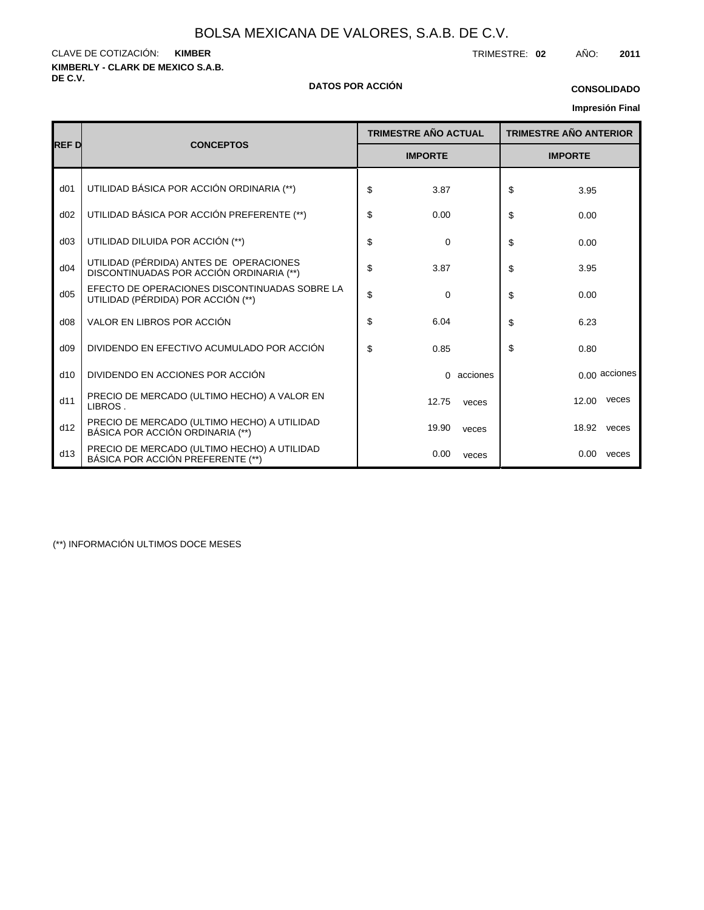# BOLSA MEXICANA DE VALORES, S.A.B. DE C.V.

CLAVE DE COTIZACIÓN: **KIMBER**

TRIMESTRE: **02** AÑO: **2011**

**KIMBERLY - CLARK DE MEXICO S.A.B. DE C.V.**

**DATOS POR ACCIÓN**

**CONSOLIDADO**

**Impresión Final**

| REF D | CONCEPTOS | TRIMESTRE AÑO ACTUAL | TRIMESTRE AÑO ANTERIOR |
|---|---|---|---|
| | | IMPORTE | IMPORTE |
| d01 | UTILIDAD BÁSICA POR ACCIÓN ORDINARIA (**) | $ 3.87 | $ 3.95 |
| d02 | UTILIDAD BÁSICA POR ACCIÓN PREFERENTE (**) | $ 0.00 | $ 0.00 |
| d03 | UTILIDAD DILUIDA POR ACCIÓN (**) | $ 0 | $ 0.00 |
| d04 | UTILIDAD (PÉRDIDA) ANTES DE OPERACIONES DISCONTINUADAS POR ACCIÓN ORDINARIA (**) | $ 3.87 | $ 3.95 |
| d05 | EFECTO DE OPERACIONES DISCONTINUADAS SOBRE LA UTILIDAD (PÉRDIDA) POR ACCIÓN (**) | $ 0 | $ 0.00 |
| d08 | VALOR EN LIBROS POR ACCIÓN | $ 6.04 | $ 6.23 |
| d09 | DIVIDENDO EN EFECTIVO ACUMULADO POR ACCIÓN | $ 0.85 | $ 0.80 |
| d10 | DIVIDENDO EN ACCIONES POR ACCIÓN | 0 acciones | 0.00 acciones |
| d11 | PRECIO DE MERCADO (ULTIMO HECHO) A VALOR EN LIBROS . | 12.75 veces | 12.00 veces |
| d12 | PRECIO DE MERCADO (ULTIMO HECHO) A UTILIDAD BÁSICA POR ACCIÓN ORDINARIA (**) | 19.90 veces | 18.92 veces |
| d13 | PRECIO DE MERCADO (ULTIMO HECHO) A UTILIDAD BÁSICA POR ACCIÓN PREFERENTE (**) | 0.00 veces | 0.00 veces |

(**) INFORMACIÓN ULTIMOS DOCE MESES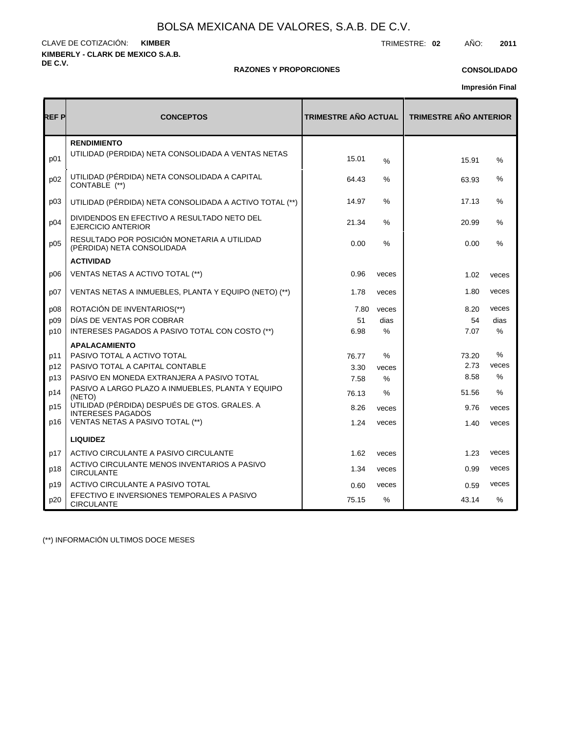BOLSA MEXICANA DE VALORES, S.A.B. DE C.V.

CLAVE DE COTIZACIÓN: **KIMBER**

TRIMESTRE: **02** AÑO: **2011**

**KIMBERLY - CLARK DE MEXICO S.A.B. DE C.V.**

**RAZONES Y PROPORCIONES**

**CONSOLIDADO**

**Impresión Final**

| REF P | CONCEPTOS | TRIMESTRE AÑO ACTUAL | | TRIMESTRE AÑO ANTERIOR | |
|---|---|---|---|---|---|
| | **RENDIMIENTO** | | | | |
| p01 | UTILIDAD (PÉRDIDA) NETA CONSOLIDADA A VENTAS NETAS | 15.01 | % | 15.91 | % |
| p02 | UTILIDAD (PÉRDIDA) NETA CONSOLIDADA A CAPITAL CONTABLE (**) | 64.43 | % | 63.93 | % |
| p03 | UTILIDAD (PÉRDIDA) NETA CONSOLIDADA A ACTIVO TOTAL (**) | 14.97 | % | 17.13 | % |
| p04 | DIVIDENDOS EN EFECTIVO A RESULTADO NETO DEL EJERCICIO ANTERIOR | 21.34 | % | 20.99 | % |
| p05 | RESULTADO POR POSICIÓN MONETARIA A UTILIDAD (PÉRDIDA) NETA CONSOLIDADA | 0.00 | % | 0.00 | % |
| | **ACTIVIDAD** | | | | |
| p06 | VENTAS NETAS A ACTIVO TOTAL (**) | 0.96 | veces | 1.02 | veces |
| p07 | VENTAS NETAS A INMUEBLES, PLANTA Y EQUIPO (NETO) (**) | 1.78 | veces | 1.80 | veces |
| p08 | ROTACIÓN DE INVENTARIOS(**) | 7.80 | veces | 8.20 | veces |
| p09 | DÍAS DE VENTAS POR COBRAR | 51 | dias | 54 | dias |
| p10 | INTERESES PAGADOS A PASIVO TOTAL CON COSTO (**) | 6.98 | % | 7.07 | % |
| | **APALACAMIENTO** | | | | |
| p11 | PASIVO TOTAL A ACTIVO TOTAL | 76.77 | % | 73.20 | % |
| p12 | PASIVO TOTAL A CAPITAL CONTABLE | 3.30 | veces | 2.73 | veces |
| p13 | PASIVO EN MONEDA EXTRANJERA A PASIVO TOTAL | 7.58 | % | 8.58 | % |
| p14 | PASIVO A LARGO PLAZO A INMUEBLES, PLANTA Y EQUIPO (NETO) | 76.13 | % | 51.56 | % |
| p15 | UTILIDAD (PÉRDIDA) DESPUÉS DE GTOS. GRALES. A INTERESES PAGADOS | 8.26 | veces | 9.76 | veces |
| p16 | VENTAS NETAS A PASIVO TOTAL (**) | 1.24 | veces | 1.40 | veces |
| | **LIQUIDEZ** | | | | |
| p17 | ACTIVO CIRCULANTE A PASIVO CIRCULANTE | 1.62 | veces | 1.23 | veces |
| p18 | ACTIVO CIRCULANTE MENOS INVENTARIOS A PASIVO CIRCULANTE | 1.34 | veces | 0.99 | veces |
| p19 | ACTIVO CIRCULANTE A PASIVO TOTAL | 0.60 | veces | 0.59 | veces |
| p20 | EFECTIVO E INVERSIONES TEMPORALES A PASIVO CIRCULANTE | 75.15 | % | 43.14 | % |

(**) INFORMACIÓN ULTIMOS DOCE MESES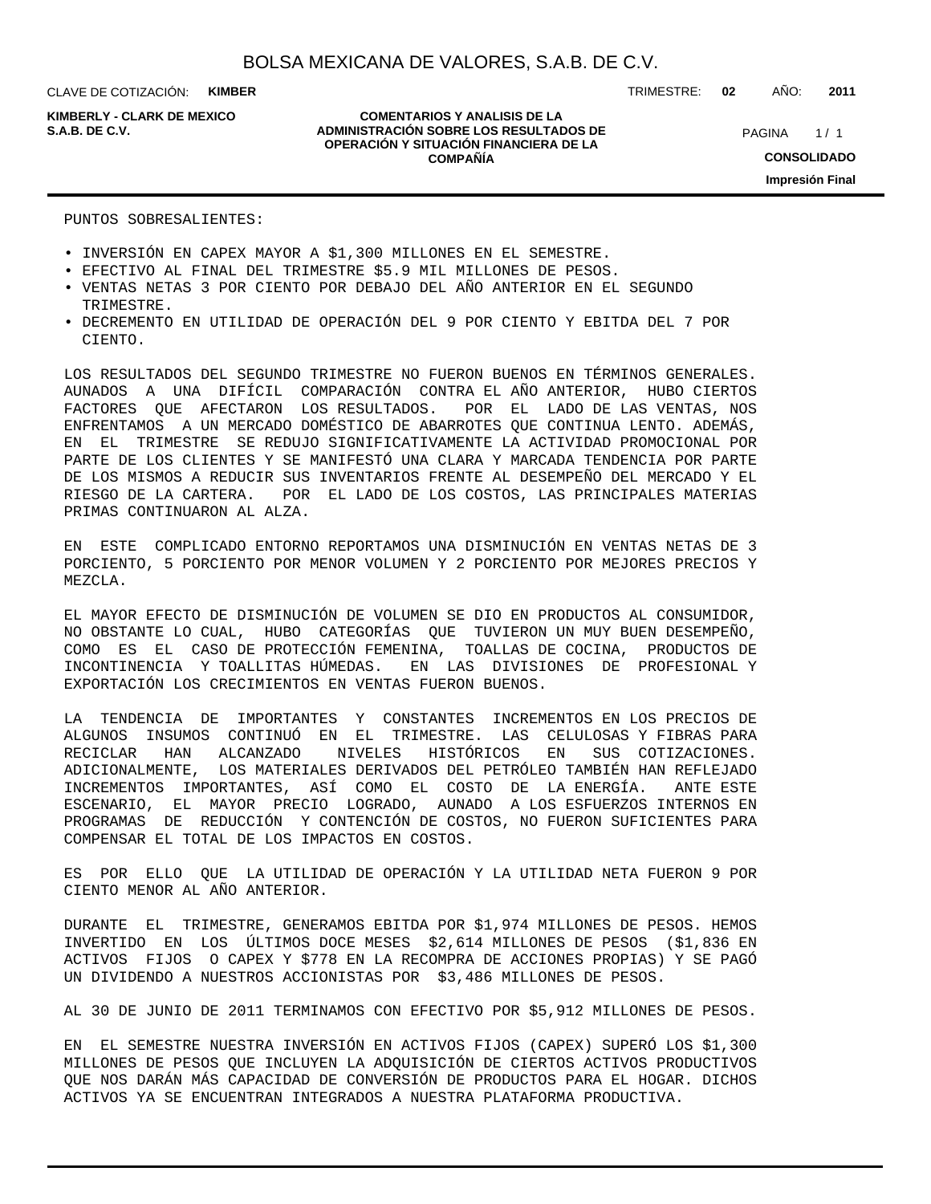PUNTOS SOBRESALIENTES:

- INVERSIÓN EN CAPEX MAYOR A $1,300 MILLONES EN EL SEMESTRE.
- EFECTIVO AL FINAL DEL TRIMESTRE $5.9 MIL MILLONES DE PESOS.
- VENTAS NETAS 3 POR CIENTO POR DEBAJO DEL AÑO ANTERIOR EN EL SEGUNDO TRIMESTRE.
- DECREMENTO EN UTILIDAD DE OPERACIÓN DEL 9 POR CIENTO Y EBITDA DEL 7 POR CIENTO.

LOS RESULTADOS DEL SEGUNDO TRIMESTRE NO FUERON BUENOS EN TÉRMINOS GENERALES. AUNADOS A UNA DIFÍCIL COMPARACIÓN CONTRA EL AÑO ANTERIOR, HUBO CIERTOS FACTORES QUE AFECTARON LOS RESULTADOS. POR EL LADO DE LAS VENTAS, NOS ENFRENTAMOS A UN MERCADO DOMÉSTICO DE ABARROTES QUE CONTINUA LENTO. ADEMÁS, EN EL TRIMESTRE SE REDUJO SIGNIFICATIVAMENTE LA ACTIVIDAD PROMOCIONAL POR PARTE DE LOS CLIENTES Y SE MANIFESTÓ UNA CLARA Y MARCADA TENDENCIA POR PARTE DE LOS MISMOS A REDUCIR SUS INVENTARIOS FRENTE AL DESEMPEÑO DEL MERCADO Y EL RIESGO DE LA CARTERA. POR EL LADO DE LOS COSTOS, LAS PRINCIPALES MATERIAS PRIMAS CONTINUARON AL ALZA.

EN ESTE COMPLICADO ENTORNO REPORTAMOS UNA DISMINUCIÓN EN VENTAS NETAS DE 3 PORCIENTO, 5 PORCIENTO POR MENOR VOLUMEN Y 2 PORCIENTO POR MEJORES PRECIOS Y MEZCLA.

EL MAYOR EFECTO DE DISMINUCIÓN DE VOLUMEN SE DIO EN PRODUCTOS AL CONSUMIDOR, NO OBSTANTE LO CUAL, HUBO CATEGORÍAS QUE TUVIERON UN MUY BUEN DESEMPEÑO, COMO ES EL CASO DE PROTECCIÓN FEMENINA, TOALLAS DE COCINA, PRODUCTOS DE INCONTINENCIA Y TOALLITAS HÚMEDAS. EN LAS DIVISIONES DE PROFESIONAL Y EXPORTACIÓN LOS CRECIMIENTOS EN VENTAS FUERON BUENOS.

LA TENDENCIA DE IMPORTANTES Y CONSTANTES INCREMENTOS EN LOS PRECIOS DE ALGUNOS INSUMOS CONTINUÓ EN EL TRIMESTRE. LAS CELULOSAS Y FIBRAS PARA RECICLAR HAN ALCANZADO NIVELES HISTÓRICOS EN SUS COTIZACIONES. ADICIONALMENTE, LOS MATERIALES DERIVADOS DEL PETRÓLEO TAMBIÉN HAN REFLEJADO INCREMENTOS IMPORTANTES, ASÍ COMO EL COSTO DE LA ENERGÍA. ANTE ESTE ESCENARIO, EL MAYOR PRECIO LOGRADO, AUNADO A LOS ESFUERZOS INTERNOS EN PROGRAMAS DE REDUCCIÓN Y CONTENCIÓN DE COSTOS, NO FUERON SUFICIENTES PARA COMPENSAR EL TOTAL DE LOS IMPACTOS EN COSTOS.

ES POR ELLO QUE LA UTILIDAD DE OPERACIÓN Y LA UTILIDAD NETA FUERON 9 POR CIENTO MENOR AL AÑO ANTERIOR.

DURANTE EL TRIMESTRE, GENERAMOS EBITDA POR $1,974 MILLONES DE PESOS. HEMOS INVERTIDO EN LOS ÚLTIMOS DOCE MESES $2,614 MILLONES DE PESOS ($1,836 EN ACTIVOS FIJOS O CAPEX Y $778 EN LA RECOMPRA DE ACCIONES PROPIAS) Y SE PAGÓ UN DIVIDENDO A NUESTROS ACCIONISTAS POR $3,486 MILLONES DE PESOS.

AL 30 DE JUNIO DE 2011 TERMINAMOS CON EFECTIVO POR $5,912 MILLONES DE PESOS.

EN EL SEMESTRE NUESTRA INVERSIÓN EN ACTIVOS FIJOS (CAPEX) SUPERÓ LOS $1,300 MILLONES DE PESOS QUE INCLUYEN LA ADQUISICIÓN DE CIERTOS ACTIVOS PRODUCTIVOS QUE NOS DARÁN MÁS CAPACIDAD DE CONVERSIÓN DE PRODUCTOS PARA EL HOGAR. DICHOS ACTIVOS YA SE ENCUENTRAN INTEGRADOS A NUESTRA PLATAFORMA PRODUCTIVA.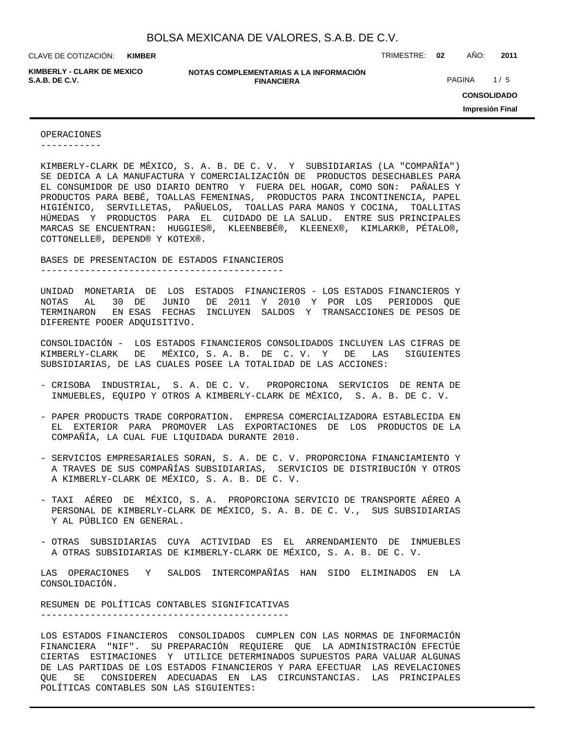## OPERACIONES

KIMBERLY-CLARK DE MÉXICO, S. A. B. DE C. V. Y SUBSIDIARIAS (LA "COMPAÑÍA") SE DEDICA A LA MANUFACTURA Y COMERCIALIZACIÓN DE PRODUCTOS DESECHABLES PARA EL CONSUMIDOR DE USO DIARIO DENTRO Y FUERA DEL HOGAR, COMO SON: PAÑALES Y PRODUCTOS PARA BEBÉ, TOALLAS FEMENINAS, PRODUCTOS PARA INCONTINENCIA, PAPEL HIGIÉNICO, SERVILLETAS, PAÑUELOS, TOALLAS PARA MANOS Y COCINA, TOALLITAS HÚMEDAS Y PRODUCTOS PARA EL CUIDADO DE LA SALUD. ENTRE SUS PRINCIPALES MARCAS SE ENCUENTRAN: HUGGIES®, KLEENBEBÉ®, KLEENEX®, KIMLARK®, PÉTALO®, COTTONELLE®, DEPEND® Y KOTEX®.

## BASES DE PRESENTACION DE ESTADOS FINANCIEROS

UNIDAD MONETARIA DE LOS ESTADOS FINANCIEROS - LOS ESTADOS FINANCIEROS Y NOTAS AL 30 DE JUNIO DE 2011 Y 2010 Y POR LOS PERIODOS QUE TERMINARON EN ESAS FECHAS INCLUYEN SALDOS Y TRANSACCIONES DE PESOS DE DIFERENTE PODER ADQUISITIVO.

CONSOLIDACIÓN - LOS ESTADOS FINANCIEROS CONSOLIDADOS INCLUYEN LAS CIFRAS DE KIMBERLY-CLARK DE MÉXICO, S. A. B. DE C. V. Y DE LAS SIGUIENTES SUBSIDIARIAS, DE LAS CUALES POSEE LA TOTALIDAD DE LAS ACCIONES:

- CRISOBA INDUSTRIAL, S. A. DE C. V. PROPORCIONA SERVICIOS DE RENTA DE INMUEBLES, EQUIPO Y OTROS A KIMBERLY-CLARK DE MÉXICO, S. A. B. DE C. V.

- PAPER PRODUCTS TRADE CORPORATION. EMPRESA COMERCIALIZADORA ESTABLECIDA EN EL EXTERIOR PARA PROMOVER LAS EXPORTACIONES DE LOS PRODUCTOS DE LA COMPAÑÍA, LA CUAL FUE LIQUIDADA DURANTE 2010.

- SERVICIOS EMPRESARIALES SORAN, S. A. DE C. V. PROPORCIONA FINANCIAMIENTO Y A TRAVES DE SUS COMPAÑÍAS SUBSIDIARIAS, SERVICIOS DE DISTRIBUCIÓN Y OTROS A KIMBERLY-CLARK DE MÉXICO, S. A. B. DE C. V.

- TAXI AÉREO DE MÉXICO, S. A. PROPORCIONA SERVICIO DE TRANSPORTE AÉREO A PERSONAL DE KIMBERLY-CLARK DE MÉXICO, S. A. B. DE C. V., SUS SUBSIDIARIAS Y AL PÚBLICO EN GENERAL.

- OTRAS SUBSIDIARIAS CUYA ACTIVIDAD ES EL ARRENDAMIENTO DE INMUEBLES A OTRAS SUBSIDIARIAS DE KIMBERLY-CLARK DE MÉXICO, S. A. B. DE C. V.

LAS OPERACIONES Y SALDOS INTERCOMPAÑÍAS HAN SIDO ELIMINADOS EN LA CONSOLIDACIÓN.

## RESUMEN DE POLÍTICAS CONTABLES SIGNIFICATIVAS

LOS ESTADOS FINANCIEROS CONSOLIDADOS CUMPLEN CON LAS NORMAS DE INFORMACIÓN FINANCIERA "NIF". SU PREPARACIÓN REQUIERE QUE LA ADMINISTRACIÓN EFECTÚE CIERTAS ESTIMACIONES Y UTILICE DETERMINADOS SUPUESTOS PARA VALUAR ALGUNAS DE LAS PARTIDAS DE LOS ESTADOS FINANCIEROS Y PARA EFECTUAR LAS REVELACIONES QUE SE CONSIDEREN ADECUADAS EN LAS CIRCUNSTANCIAS. LAS PRINCIPALES POLÍTICAS CONTABLES SON LAS SIGUIENTES: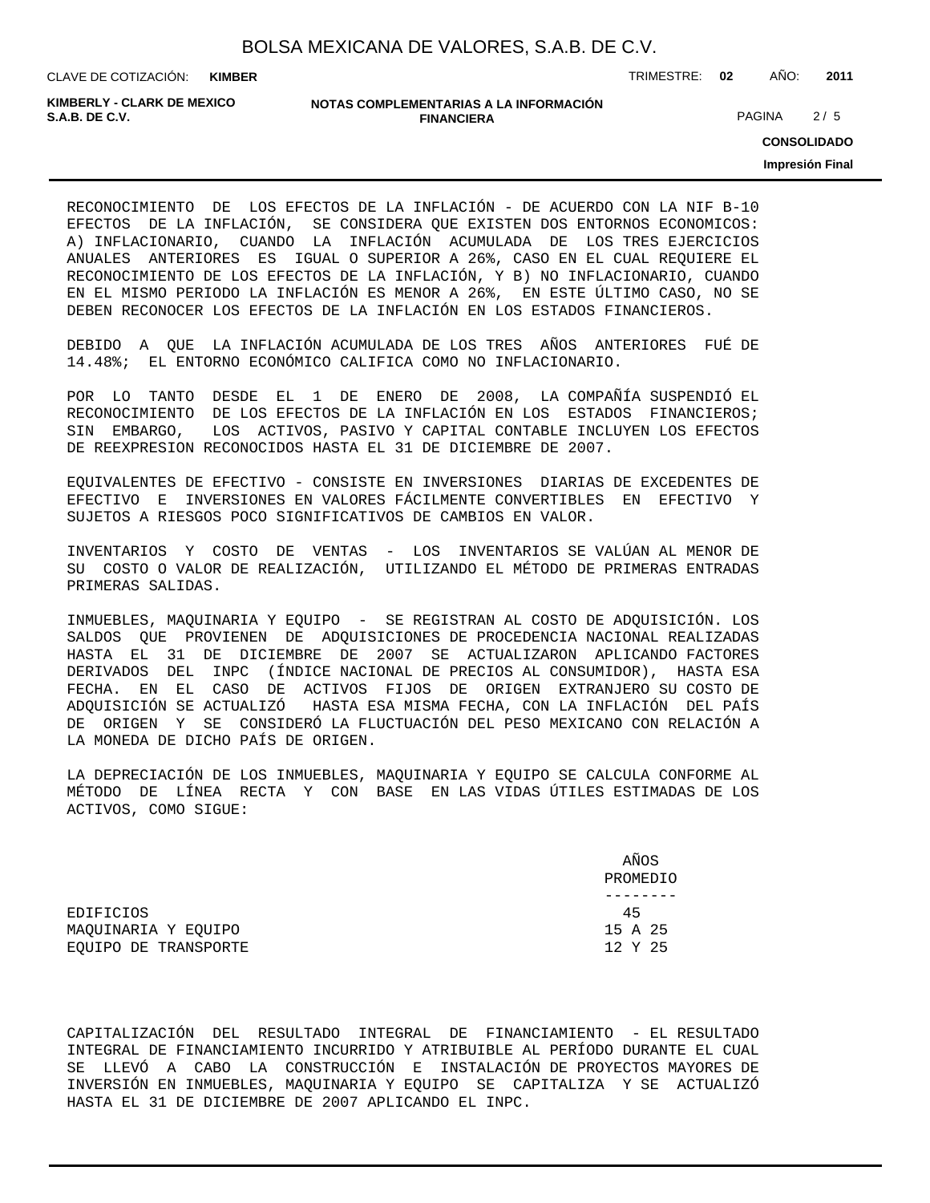RECONOCIMIENTO DE LOS EFECTOS DE LA INFLACIÓN - DE ACUERDO CON LA NIF B-10 EFECTOS DE LA INFLACIÓN, SE CONSIDERA QUE EXISTEN DOS ENTORNOS ECONOMICOS: A) INFLACIONARIO, CUANDO LA INFLACIÓN ACUMULADA DE LOS TRES EJERCICIOS ANUALES ANTERIORES ES IGUAL O SUPERIOR A 26%, CASO EN EL CUAL REQUIERE EL RECONOCIMIENTO DE LOS EFECTOS DE LA INFLACIÓN, Y B) NO INFLACIONARIO, CUANDO EN EL MISMO PERIODO LA INFLACIÓN ES MENOR A 26%, EN ESTE ÚLTIMO CASO, NO SE DEBEN RECONOCER LOS EFECTOS DE LA INFLACIÓN EN LOS ESTADOS FINANCIEROS.

DEBIDO A QUE LA INFLACIÓN ACUMULADA DE LOS TRES AÑOS ANTERIORES FUÉ DE 14.48%; EL ENTORNO ECONÓMICO CALIFICA COMO NO INFLACIONARIO.

POR LO TANTO DESDE EL 1 DE ENERO DE 2008, LA COMPAÑÍA SUSPENDIÓ EL RECONOCIMIENTO DE LOS EFECTOS DE LA INFLACIÓN EN LOS ESTADOS FINANCIEROS; SIN EMBARGO, LOS ACTIVOS, PASIVO Y CAPITAL CONTABLE INCLUYEN LOS EFECTOS DE REEXPRESION RECONOCIDOS HASTA EL 31 DE DICIEMBRE DE 2007.

EQUIVALENTES DE EFECTIVO - CONSISTE EN INVERSIONES DIARIAS DE EXCEDENTES DE EFECTIVO E INVERSIONES EN VALORES FÁCILMENTE CONVERTIBLES EN EFECTIVO Y SUJETOS A RIESGOS POCO SIGNIFICATIVOS DE CAMBIOS EN VALOR.

INVENTARIOS Y COSTO DE VENTAS - LOS INVENTARIOS SE VALÚAN AL MENOR DE SU COSTO O VALOR DE REALIZACIÓN, UTILIZANDO EL MÉTODO DE PRIMERAS ENTRADAS PRIMERAS SALIDAS.

INMUEBLES, MAQUINARIA Y EQUIPO - SE REGISTRAN AL COSTO DE ADQUISICIÓN. LOS SALDOS QUE PROVIENEN DE ADQUISICIONES DE PROCEDENCIA NACIONAL REALIZADAS HASTA EL 31 DE DICIEMBRE DE 2007 SE ACTUALIZARON APLICANDO FACTORES DERIVADOS DEL INPC (ÍNDICE NACIONAL DE PRECIOS AL CONSUMIDOR), HASTA ESA FECHA. EN EL CASO DE ACTIVOS FIJOS DE ORIGEN EXTRANJERO SU COSTO DE ADQUISICIÓN SE ACTUALIZÓ HASTA ESA MISMA FECHA, CON LA INFLACIÓN DEL PAÍS DE ORIGEN Y SE CONSIDERÓ LA FLUCTUACIÓN DEL PESO MEXICANO CON RELACIÓN A LA MONEDA DE DICHO PAÍS DE ORIGEN.

LA DEPRECIACIÓN DE LOS INMUEBLES, MAQUINARIA Y EQUIPO SE CALCULA CONFORME AL MÉTODO DE LÍNEA RECTA Y CON BASE EN LAS VIDAS ÚTILES ESTIMADAS DE LOS ACTIVOS, COMO SIGUE:

| | AÑOS PROMEDIO |
|---|---|
| EDIFICIOS | 45 |
| MAQUINARIA Y EQUIPO | 15 A 25 |
| EQUIPO DE TRANSPORTE | 12 Y 25 |

CAPITALIZACIÓN DEL RESULTADO INTEGRAL DE FINANCIAMIENTO - EL RESULTADO INTEGRAL DE FINANCIAMIENTO INCURRIDO Y ATRIBUIBLE AL PERÍODO DURANTE EL CUAL SE LLEVÓ A CABO LA CONSTRUCCIÓN E INSTALACIÓN DE PROYECTOS MAYORES DE INVERSIÓN EN INMUEBLES, MAQUINARIA Y EQUIPO SE CAPITALIZA Y SE ACTUALIZÓ HASTA EL 31 DE DICIEMBRE DE 2007 APLICANDO EL INPC.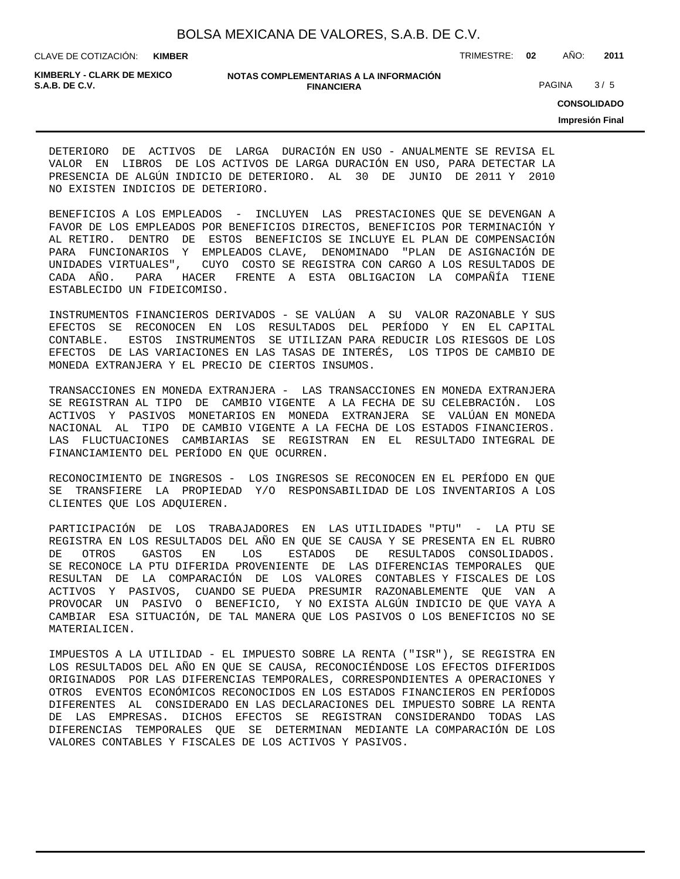DETERIORO DE ACTIVOS DE LARGA DURACIÓN EN USO - ANUALMENTE SE REVISA EL VALOR EN LIBROS DE LOS ACTIVOS DE LARGA DURACIÓN EN USO, PARA DETECTAR LA PRESENCIA DE ALGÚN INDICIO DE DETERIORO. AL 30 DE JUNIO DE 2011 Y 2010 NO EXISTEN INDICIOS DE DETERIORO.

BENEFICIOS A LOS EMPLEADOS - INCLUYEN LAS PRESTACIONES QUE SE DEVENGAN A FAVOR DE LOS EMPLEADOS POR BENEFICIOS DIRECTOS, BENEFICIOS POR TERMINACIÓN Y AL RETIRO. DENTRO DE ESTOS BENEFICIOS SE INCLUYE EL PLAN DE COMPENSACIÓN PARA FUNCIONARIOS Y EMPLEADOS CLAVE, DENOMINADO "PLAN DE ASIGNACIÓN DE UNIDADES VIRTUALES", CUYO COSTO SE REGISTRA CON CARGO A LOS RESULTADOS DE CADA AÑO. PARA HACER FRENTE A ESTA OBLIGACION LA COMPAÑÍA TIENE ESTABLECIDO UN FIDEICOMISO.

INSTRUMENTOS FINANCIEROS DERIVADOS - SE VALÚAN A SU VALOR RAZONABLE Y SUS EFECTOS SE RECONOCEN EN LOS RESULTADOS DEL PERÍODO Y EN EL CAPITAL CONTABLE. ESTOS INSTRUMENTOS SE UTILIZAN PARA REDUCIR LOS RIESGOS DE LOS EFECTOS DE LAS VARIACIONES EN LAS TASAS DE INTERÉS, LOS TIPOS DE CAMBIO DE MONEDA EXTRANJERA Y EL PRECIO DE CIERTOS INSUMOS.

TRANSACCIONES EN MONEDA EXTRANJERA - LAS TRANSACCIONES EN MONEDA EXTRANJERA SE REGISTRAN AL TIPO DE CAMBIO VIGENTE A LA FECHA DE SU CELEBRACIÓN. LOS ACTIVOS Y PASIVOS MONETARIOS EN MONEDA EXTRANJERA SE VALÚAN EN MONEDA NACIONAL AL TIPO DE CAMBIO VIGENTE A LA FECHA DE LOS ESTADOS FINANCIEROS. LAS FLUCTUACIONES CAMBIARIAS SE REGISTRAN EN EL RESULTADO INTEGRAL DE FINANCIAMIENTO DEL PERÍODO EN QUE OCURREN.

RECONOCIMIENTO DE INGRESOS - LOS INGRESOS SE RECONOCEN EN EL PERÍODO EN QUE SE TRANSFIERE LA PROPIEDAD Y/O RESPONSABILIDAD DE LOS INVENTARIOS A LOS CLIENTES QUE LOS ADQUIEREN.

PARTICIPACIÓN DE LOS TRABAJADORES EN LAS UTILIDADES "PTU" - LA PTU SE REGISTRA EN LOS RESULTADOS DEL AÑO EN QUE SE CAUSA Y SE PRESENTA EN EL RUBRO DE OTROS GASTOS EN LOS ESTADOS DE RESULTADOS CONSOLIDADOS. SE RECONOCE LA PTU DIFERIDA PROVENIENTE DE LAS DIFERENCIAS TEMPORALES QUE RESULTAN DE LA COMPARACIÓN DE LOS VALORES CONTABLES Y FISCALES DE LOS ACTIVOS Y PASIVOS, CUANDO SE PUEDA PRESUMIR RAZONABLEMENTE QUE VAN A PROVOCAR UN PASIVO O BENEFICIO, Y NO EXISTA ALGÚN INDICIO DE QUE VAYA A CAMBIAR ESA SITUACIÓN, DE TAL MANERA QUE LOS PASIVOS O LOS BENEFICIOS NO SE MATERIALICEN.

IMPUESTOS A LA UTILIDAD - EL IMPUESTO SOBRE LA RENTA ("ISR"), SE REGISTRA EN LOS RESULTADOS DEL AÑO EN QUE SE CAUSA, RECONOCIÉNDOSE LOS EFECTOS DIFERIDOS ORIGINADOS POR LAS DIFERENCIAS TEMPORALES, CORRESPONDIENTES A OPERACIONES Y OTROS EVENTOS ECONÓMICOS RECONOCIDOS EN LOS ESTADOS FINANCIEROS EN PERÍODOS DIFERENTES AL CONSIDERADO EN LAS DECLARACIONES DEL IMPUESTO SOBRE LA RENTA DE LAS EMPRESAS. DICHOS EFECTOS SE REGISTRAN CONSIDERANDO TODAS LAS DIFERENCIAS TEMPORALES QUE SE DETERMINAN MEDIANTE LA COMPARACIÓN DE LOS VALORES CONTABLES Y FISCALES DE LOS ACTIVOS Y PASIVOS.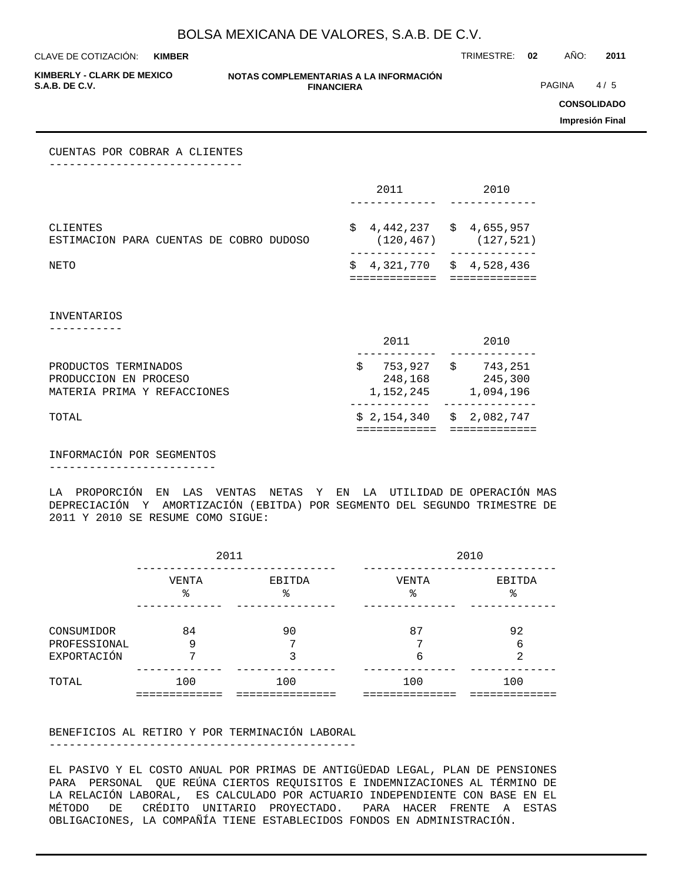## CUENTAS POR COBRAR A CLIENTES

| | 2011 | 2010 |
|---|---|---|
| CLIENTES | $ 4,442,237 | $ 4,655,957 |
| ESTIMACION PARA CUENTAS DE COBRO DUDOSO | (120,467) | (127,521) |
| NETO | $ 4,321,770 | $ 4,528,436 |

## INVENTARIOS

| | 2011 | 2010 |
|---|---|---|
| PRODUCTOS TERMINADOS | $ 753,927 | $ 743,251 |
| PRODUCCION EN PROCESO | 248,168 | 245,300 |
| MATERIA PRIMA Y REFACCIONES | 1,152,245 | 1,094,196 |
| TOTAL | $ 2,154,340 | $ 2,082,747 |

## INFORMACIÓN POR SEGMENTOS

LA PROPORCIÓN EN LAS VENTAS NETAS Y EN LA UTILIDAD DE OPERACIÓN MAS DEPRECIACIÓN Y AMORTIZACIÓN (EBITDA) POR SEGMENTO DEL SEGUNDO TRIMESTRE DE 2011 Y 2010 SE RESUME COMO SIGUE:

| | 2011 | | 2010 | |
|---|---|---|---|---|
| | VENTA % | EBITDA % | VENTA % | EBITDA % |
| CONSUMIDOR | 84 | 90 | 87 | 92 |
| PROFESSIONAL | 9 | 7 | 7 | 6 |
| EXPORTACIÓN | 7 | 3 | 6 | 2 |
| TOTAL | 100 | 100 | 100 | 100 |

## BENEFICIOS AL RETIRO Y POR TERMINACIÓN LABORAL

EL PASIVO Y EL COSTO ANUAL POR PRIMAS DE ANTIGÜEDAD LEGAL, PLAN DE PENSIONES PARA PERSONAL QUE REÚNA CIERTOS REQUISITOS E INDEMNIZACIONES AL TÉRMINO DE LA RELACIÓN LABORAL, ES CALCULADO POR ACTUARIO INDEPENDIENTE CON BASE EN EL MÉTODO DE CRÉDITO UNITARIO PROYECTADO. PARA HACER FRENTE A ESTAS OBLIGACIONES, LA COMPAÑÍA TIENE ESTABLECIDOS FONDOS EN ADMINISTRACIÓN.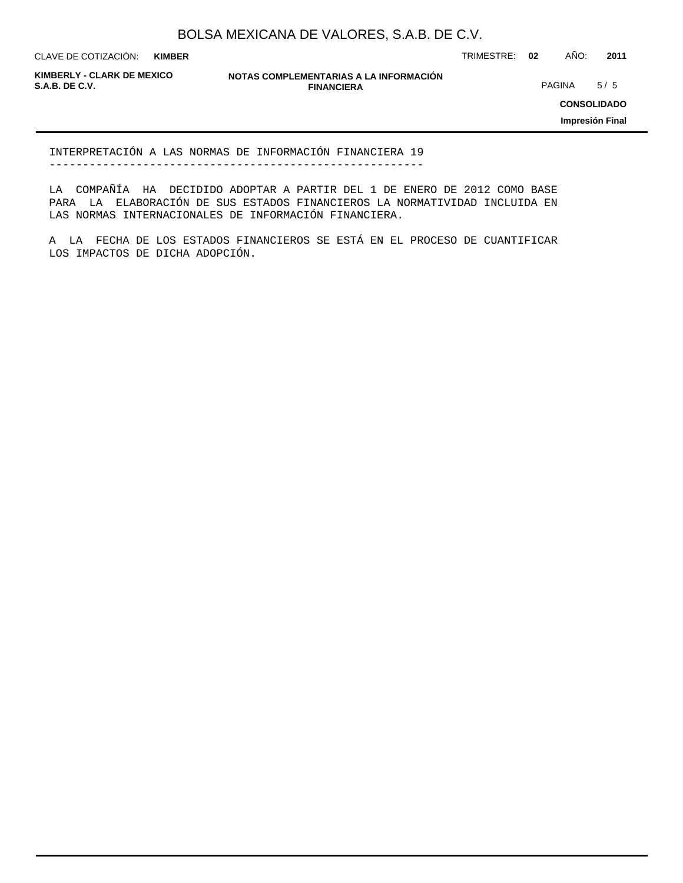## INTERPRETACIÓN A LAS NORMAS DE INFORMACIÓN FINANCIERA 19

LA COMPAÑÍA HA DECIDIDO ADOPTAR A PARTIR DEL 1 DE ENERO DE 2012 COMO BASE PARA LA ELABORACIÓN DE SUS ESTADOS FINANCIEROS LA NORMATIVIDAD INCLUIDA EN LAS NORMAS INTERNACIONALES DE INFORMACIÓN FINANCIERA.

A LA FECHA DE LOS ESTADOS FINANCIEROS SE ESTÁ EN EL PROCESO DE CUANTIFICAR LOS IMPACTOS DE DICHA ADOPCIÓN.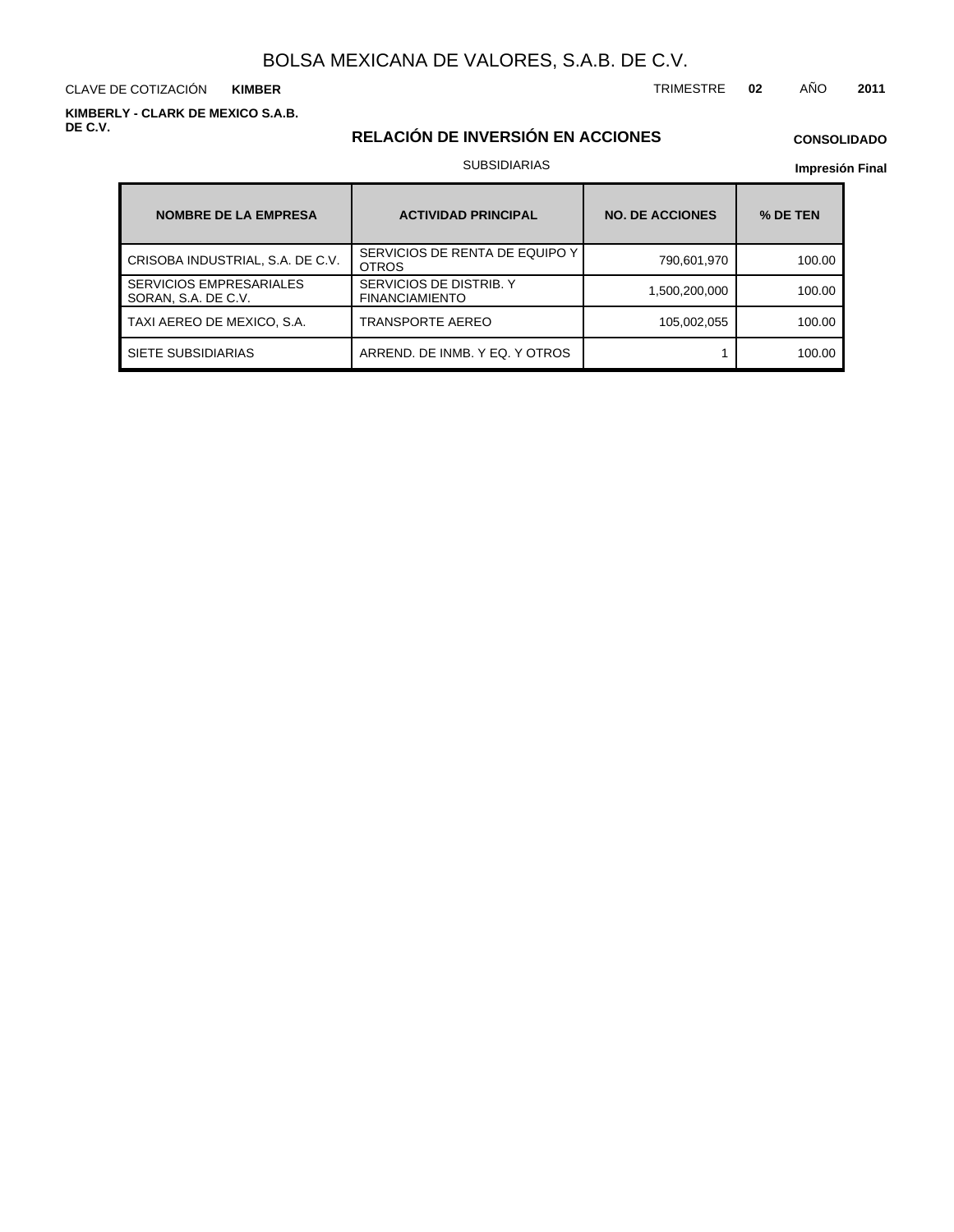BOLSA MEXICANA DE VALORES, S.A.B. DE C.V.

CLAVE DE COTIZACIÓN **KIMBER**

TRIMESTRE **02** AÑO **2011**

**KIMBERLY - CLARK DE MEXICO S.A.B. DE C.V.**

## RELACIÓN DE INVERSIÓN EN ACCIONES

**CONSOLIDADO**

SUBSIDIARIAS

**Impresión Final**

| NOMBRE DE LA EMPRESA | ACTIVIDAD PRINCIPAL | NO. DE ACCIONES | % DE TEN |
|---|---|---|---|
| CRISOBA INDUSTRIAL, S.A. DE C.V. | SERVICIOS DE RENTA DE EQUIPO Y OTROS | 790,601,970 | 100.00 |
| SERVICIOS EMPRESARIALES SORAN, S.A. DE C.V. | SERVICIOS DE DISTRIB. Y FINANCIAMIENTO | 1,500,200,000 | 100.00 |
| TAXI AEREO DE MEXICO, S.A. | TRANSPORTE AEREO | 105,002,055 | 100.00 |
| SIETE SUBSIDIARIAS | ARREND. DE INMB. Y EQ. Y OTROS | 1 | 100.00 |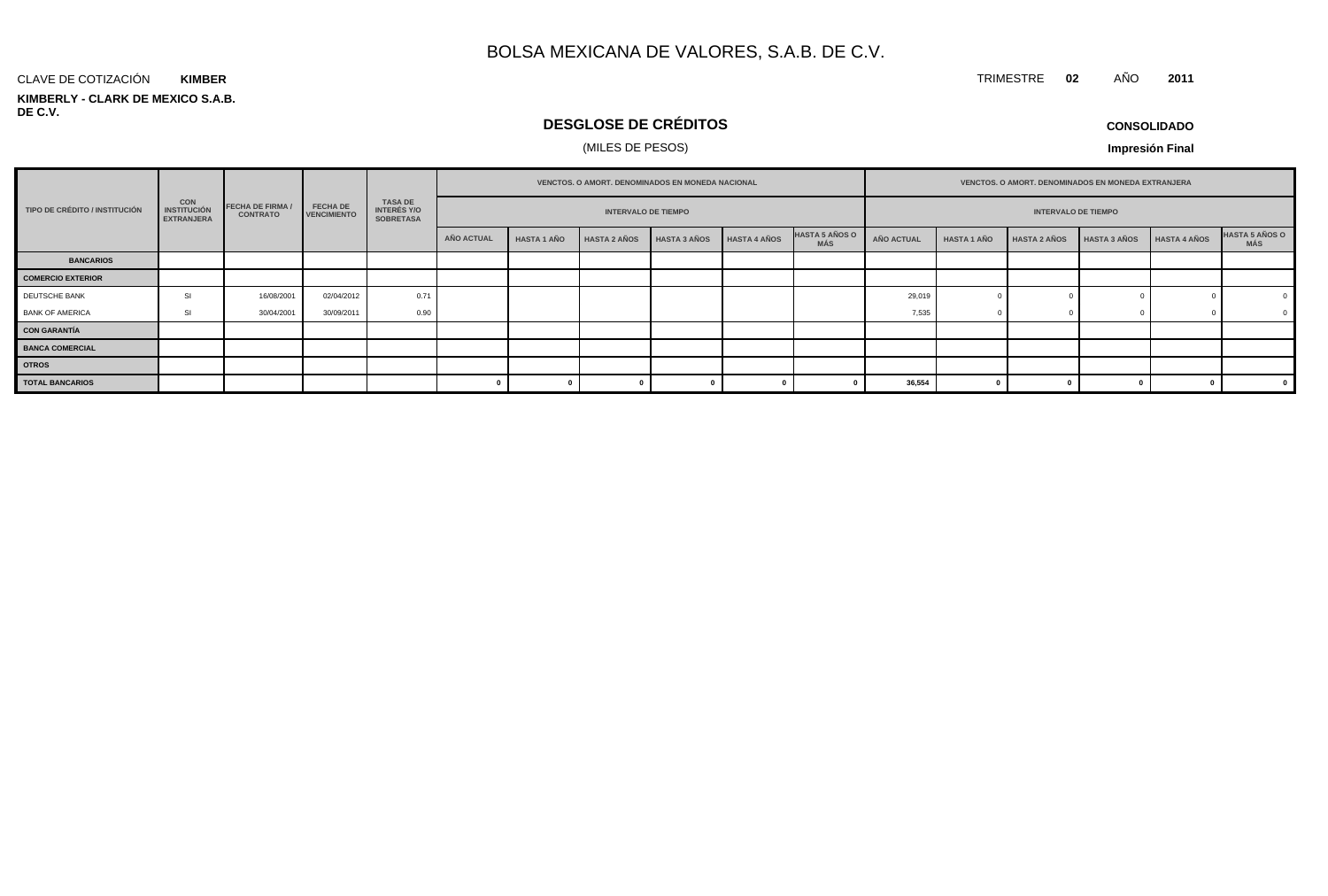# BOLSA MEXICANA DE VALORES, S.A.B. DE C.V.

CLAVE DE COTIZACIÓN **KIMBER**

TRIMESTRE **02** AÑO **2011**

**KIMBERLY - CLARK DE MEXICO S.A.B. DE C.V.**

## DESGLOSE DE CRÉDITOS

(MILES DE PESOS)

**CONSOLIDADO**

**Impresión Final**

| TIPO DE CRÉDITO / INSTITUCIÓN | CON INSTITUCIÓN EXTRANJERA | FECHA DE FIRMA / CONTRATO | FECHA DE VENCIMIENTO | TASA DE INTERÉS Y/O SOBRETASA | VENCTOS. O AMORT. DENOMINADOS EN MONEDA NACIONAL - INTERVALO DE TIEMPO | | | | | | VENCTOS. O AMORT. DENOMINADOS EN MONEDA EXTRANJERA - INTERVALO DE TIEMPO | | | | | |
|---|---|---|---|---|---|---|---|---|---|---|---|---|---|---|---|---|
| | | | | | AÑO ACTUAL | HASTA 1 AÑO | HASTA 2 AÑOS | HASTA 3 AÑOS | HASTA 4 AÑOS | HASTA 5 AÑOS O MÁS | AÑO ACTUAL | HASTA 1 AÑO | HASTA 2 AÑOS | HASTA 3 AÑOS | HASTA 4 AÑOS | HASTA 5 AÑOS O MÁS |
| **BANCARIOS** | | | | | | | | | | | | | | | | |
| **COMERCIO EXTERIOR** | | | | | | | | | | | | | | | | |
| DEUTSCHE BANK | SI | 16/08/2001 | 02/04/2012 | 0.71 | | | | | | | 29,019 | 0 | 0 | 0 | 0 | 0 |
| BANK OF AMERICA | SI | 30/04/2001 | 30/09/2011 | 0.90 | | | | | | | 7,535 | 0 | 0 | 0 | 0 | 0 |
| **CON GARANTÍA** | | | | | | | | | | | | | | | | |
| **BANCA COMERCIAL** | | | | | | | | | | | | | | | | |
| **OTROS** | | | | | | | | | | | | | | | | |
| **TOTAL BANCARIOS** | | | | | **0** | **0** | **0** | **0** | **0** | **0** | **36,554** | **0** | **0** | **0** | **0** | **0** |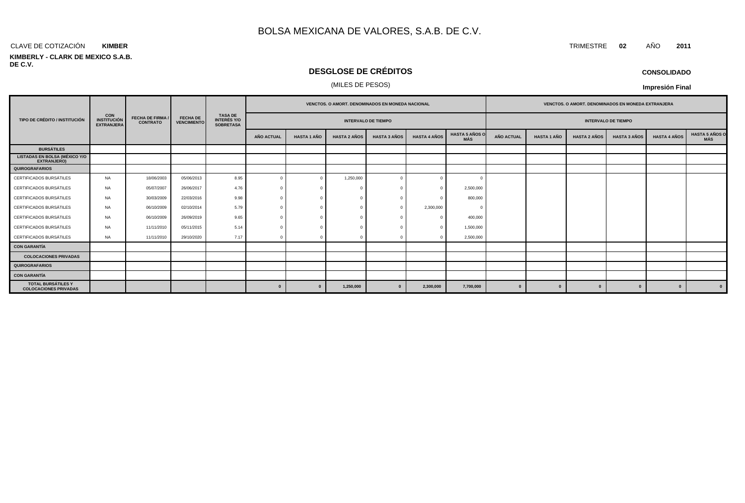# BOLSA MEXICANA DE VALORES, S.A.B. DE C.V.

CLAVE DE COTIZACIÓN **KIMBER**

**KIMBERLY - CLARK DE MEXICO S.A.B. DE C.V.**

TRIMESTRE **02** AÑO **2011**

## DESGLOSE DE CRÉDITOS

(MILES DE PESOS)

**CONSOLIDADO**

**Impresión Final**

| TIPO DE CRÉDITO / INSTITUCIÓN | CON INSTITUCIÓN EXTRANJERA | FECHA DE FIRMA / CONTRATO | FECHA DE VENCIMIENTO | TASA DE INTERÉS Y/O SOBRETASA | VENCTOS. O AMORT. DENOMINADOS EN MONEDA NACIONAL | | | | | | VENCTOS. O AMORT. DENOMINADOS EN MONEDA EXTRANJERA | | | | | |
|---|---|---|---|---|---|---|---|---|---|---|---|---|---|---|---|---|
| | | | | | INTERVALO DE TIEMPO | | | | | | INTERVALO DE TIEMPO | | | | | |
| | | | | | AÑO ACTUAL | HASTA 1 AÑO | HASTA 2 AÑOS | HASTA 3 AÑOS | HASTA 4 AÑOS | HASTA 5 AÑOS O MÁS | AÑO ACTUAL | HASTA 1 AÑO | HASTA 2 AÑOS | HASTA 3 AÑOS | HASTA 4 AÑOS | HASTA 5 AÑOS O MÁS |
| **BURSÁTILES** | | | | | | | | | | | | | | | | |
| **LISTADAS EN BOLSA (MÉXICO Y/O EXTRANJERO)** | | | | | | | | | | | | | | | | |
| **QUIROGRAFARIOS** | | | | | | | | | | | | | | | | |
| CERTIFICADOS BURSÁTILES | NA | 18/06/2003 | 05/06/2013 | 8.95 | 0 | 0 | 1,250,000 | 0 | 0 | 0 | | | | | | |
| CERTIFICADOS BURSÁTILES | NA | 05/07/2007 | 26/06/2017 | 4.76 | 0 | 0 | 0 | 0 | 0 | 2,500,000 | | | | | | |
| CERTIFICADOS BURSÁTILES | NA | 30/03/2009 | 22/03/2016 | 9.98 | 0 | 0 | 0 | 0 | 0 | 800,000 | | | | | | |
| CERTIFICADOS BURSÁTILES | NA | 06/10/2009 | 02/10/2014 | 5.79 | 0 | 0 | 0 | 0 | 2,300,000 | 0 | | | | | | |
| CERTIFICADOS BURSÁTILES | NA | 06/10/2009 | 26/09/2019 | 9.65 | 0 | 0 | 0 | 0 | 0 | 400,000 | | | | | | |
| CERTIFICADOS BURSÁTILES | NA | 11/11/2010 | 05/11/2015 | 5.14 | 0 | 0 | 0 | 0 | 0 | 1,500,000 | | | | | | |
| CERTIFICADOS BURSÁTILES | NA | 11/11/2010 | 29/10/2020 | 7.17 | 0 | 0 | 0 | 0 | 0 | 2,500,000 | | | | | | |
| **CON GARANTÍA** | | | | | | | | | | | | | | | | |
| **COLOCACIONES PRIVADAS** | | | | | | | | | | | | | | | | |
| **QUIROGRAFARIOS** | | | | | | | | | | | | | | | | |
| **CON GARANTÍA** | | | | | | | | | | | | | | | | |
| **TOTAL BURSÁTILES Y COLOCACIONES PRIVADAS** | | | | | **0** | **0** | **1,250,000** | **0** | **2,300,000** | **7,700,000** | **0** | **0** | **0** | **0** | **0** | **0** |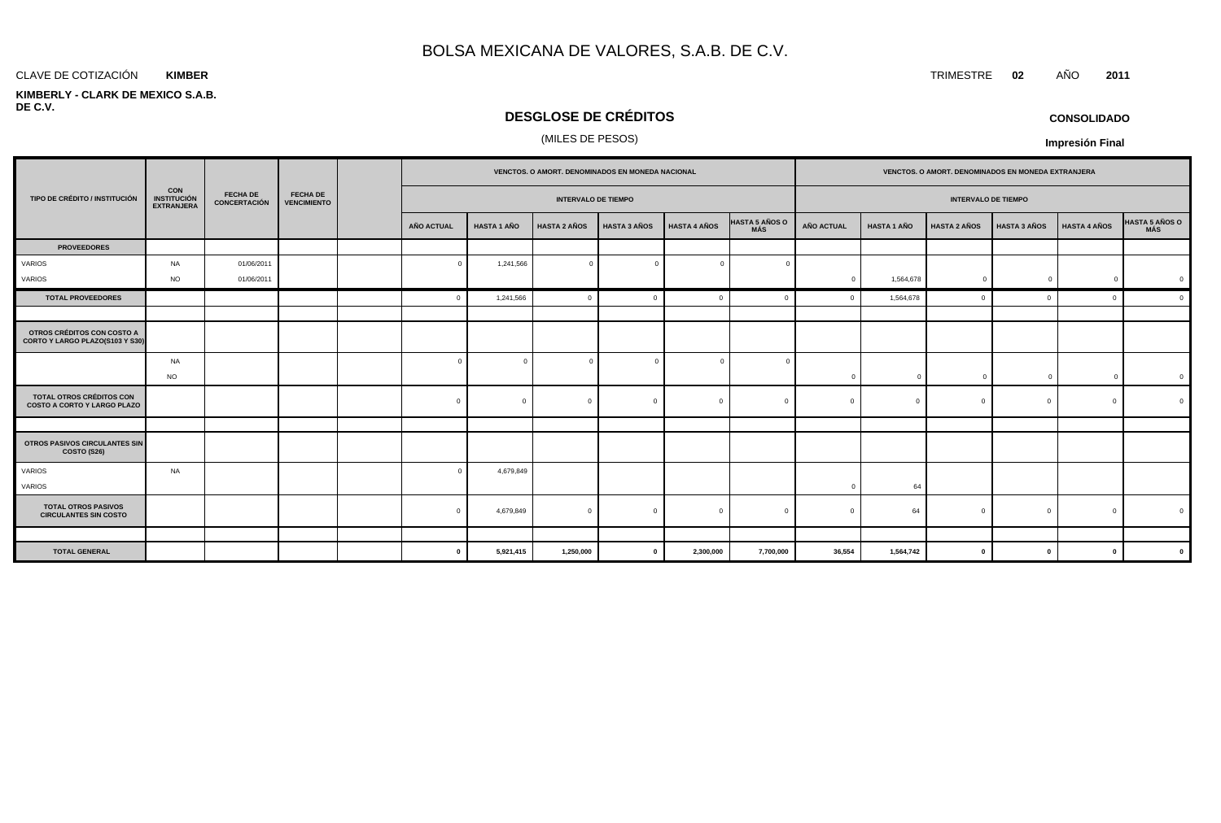# BOLSA MEXICANA DE VALORES, S.A.B. DE C.V.

CLAVE DE COTIZACIÓN **KIMBER**

TRIMESTRE **02** AÑO **2011**

**KIMBERLY - CLARK DE MEXICO S.A.B. DE C.V.**

## DESGLOSE DE CRÉDITOS

(MILES DE PESOS)

**CONSOLIDADO**

**Impresión Final**

| TIPO DE CRÉDITO / INSTITUCIÓN | CON INSTITUCIÓN EXTRANJERA | FECHA DE CONCERTACIÓN | FECHA DE VENCIMIENTO | | VENCTOS. O AMORT. DENOMINADOS EN MONEDA NACIONAL | | | | | | VENCTOS. O AMORT. DENOMINADOS EN MONEDA EXTRANJERA | | | | | |
|---|---|---|---|---|---|---|---|---|---|---|---|---|---|---|---|---|
| | | | | | INTERVALO DE TIEMPO | | | | | | INTERVALO DE TIEMPO | | | | | |
| | | | | | AÑO ACTUAL | HASTA 1 AÑO | HASTA 2 AÑOS | HASTA 3 AÑOS | HASTA 4 AÑOS | HASTA 5 AÑOS O MÁS | AÑO ACTUAL | HASTA 1 AÑO | HASTA 2 AÑOS | HASTA 3 AÑOS | HASTA 4 AÑOS | HASTA 5 AÑOS O MÁS |
| **PROVEEDORES** | | | | | | | | | | | | | | | | |
| VARIOS | NA | 01/06/2011 | | | 0 | 1,241,566 | 0 | 0 | 0 | 0 | | | | | | |
| VARIOS | NO | 01/06/2011 | | | | | | | | | 0 | 1,564,678 | 0 | 0 | 0 | 0 |
| **TOTAL PROVEEDORES** | | | | | 0 | 1,241,566 | 0 | 0 | 0 | 0 | 0 | 1,564,678 | 0 | 0 | 0 | 0 |
| | | | | | | | | | | | | | | | | |
| **OTROS CRÉDITOS CON COSTO A CORTO Y LARGO PLAZO(S103 Y S30)** | | | | | | | | | | | | | | | | |
| | NA | | | | 0 | 0 | 0 | 0 | 0 | 0 | | | | | | |
| | NO | | | | | | | | | | 0 | 0 | 0 | 0 | 0 | 0 |
| **TOTAL OTROS CRÉDITOS CON COSTO A CORTO Y LARGO PLAZO** | | | | | 0 | 0 | 0 | 0 | 0 | 0 | 0 | 0 | 0 | 0 | 0 | 0 |
| | | | | | | | | | | | | | | | | |
| **OTROS PASIVOS CIRCULANTES SIN COSTO (S26)** | | | | | | | | | | | | | | | | |
| VARIOS | NA | | | | 0 | 4,679,849 | | | | | | | | | | |
| VARIOS | | | | | | | | | | | 0 | 64 | | | | |
| **TOTAL OTROS PASIVOS CIRCULANTES SIN COSTO** | | | | | 0 | 4,679,849 | 0 | 0 | 0 | 0 | 0 | 64 | 0 | 0 | 0 | 0 |
| | | | | | | | | | | | | | | | | |
| **TOTAL GENERAL** | | | | | **0** | **5,921,415** | **1,250,000** | **0** | **2,300,000** | **7,700,000** | **36,554** | **1,564,742** | **0** | **0** | **0** | **0** |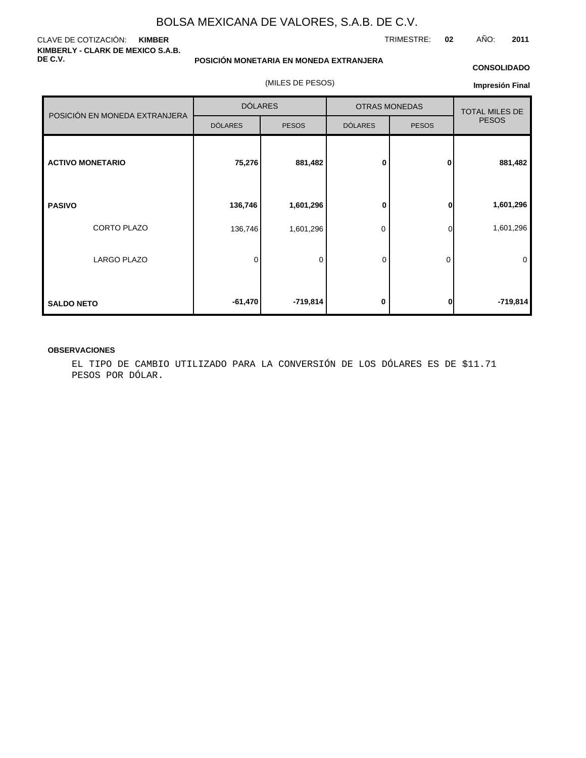# BOLSA MEXICANA DE VALORES, S.A.B. DE C.V.

CLAVE DE COTIZACIÓN: **KIMBER**

TRIMESTRE: **02** AÑO: **2011**

**KIMBERLY - CLARK DE MEXICO S.A.B. DE C.V.**

**POSICIÓN MONETARIA EN MONEDA EXTRANJERA**

**CONSOLIDADO**

(MILES DE PESOS)

**Impresión Final**

| POSICIÓN EN MONEDA EXTRANJERA | DÓLARES | | OTRAS MONEDAS | | TOTAL MILES DE PESOS |
|---|---|---|---|---|---|
| | DÓLARES | PESOS | DÓLARES | PESOS | |
| **ACTIVO MONETARIO** | **75,276** | **881,482** | **0** | **0** | **881,482** |
| **PASIVO** | **136,746** | **1,601,296** | **0** | **0** | **1,601,296** |
| CORTO PLAZO | 136,746 | 1,601,296 | 0 | 0 | 1,601,296 |
| LARGO PLAZO | 0 | 0 | 0 | 0 | 0 |
| **SALDO NETO** | **-61,470** | **-719,814** | **0** | **0** | **-719,814** |

**OBSERVACIONES**

EL TIPO DE CAMBIO UTILIZADO PARA LA CONVERSIÓN DE LOS DÓLARES ES DE $11.71 PESOS POR DÓLAR.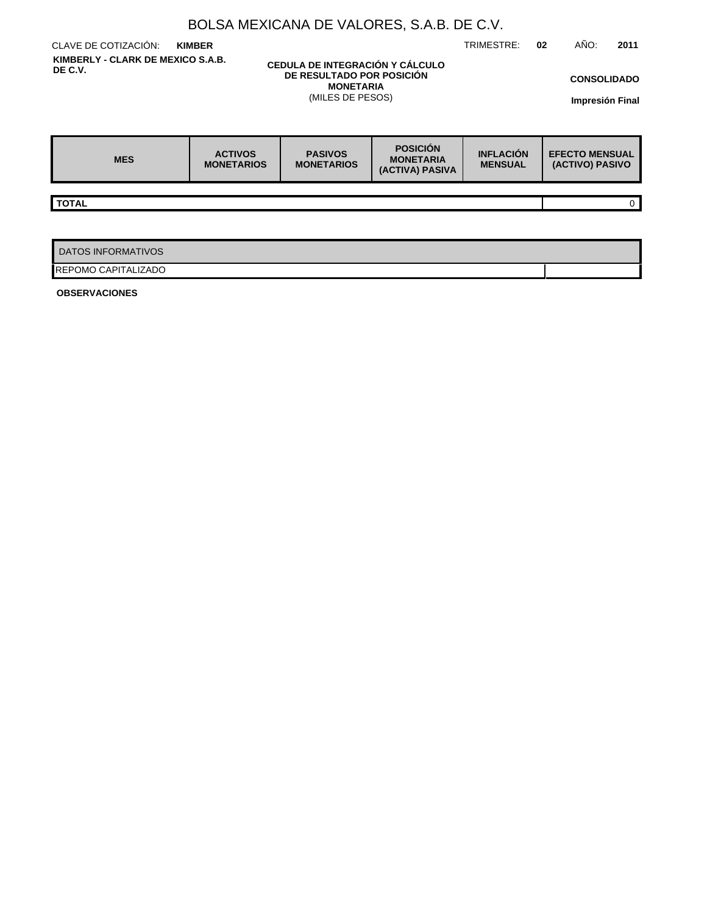# BOLSA MEXICANA DE VALORES, S.A.B. DE C.V.

CLAVE DE COTIZACIÓN: **KIMBER**

TRIMESTRE: **02** AÑO: **2011**

**KIMBERLY - CLARK DE MEXICO S.A.B. DE C.V.**

**CEDULA DE INTEGRACIÓN Y CÁLCULO DE RESULTADO POR POSICIÓN MONETARIA**
(MILES DE PESOS)

**CONSOLIDADO**

**Impresión Final**

| MES | ACTIVOS MONETARIOS | PASIVOS MONETARIOS | POSICIÓN MONETARIA (ACTIVA) PASIVA | INFLACIÓN MENSUAL | EFECTO MENSUAL (ACTIVO) PASIVO |
|---|---|---|---|---|---|
| **TOTAL** | | | | | 0 |

| DATOS INFORMATIVOS | |
|---|---|
| REPOMO CAPITALIZADO | |

**OBSERVACIONES**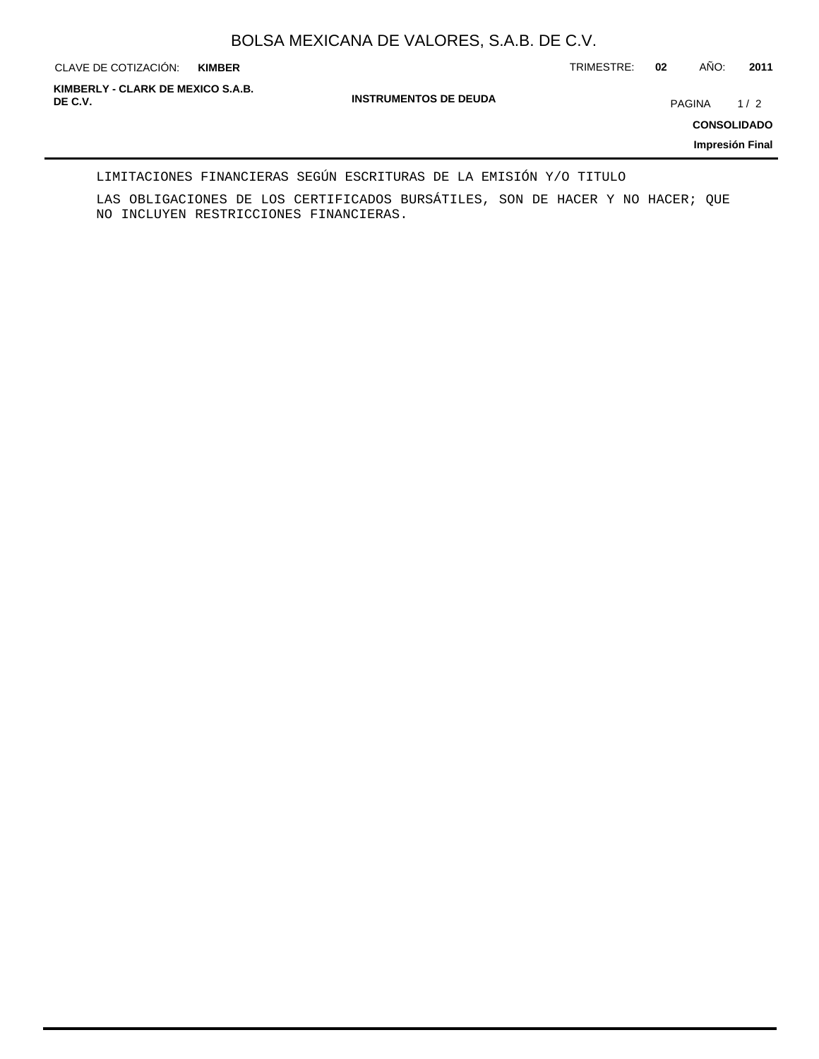LIMITACIONES FINANCIERAS SEGÚN ESCRITURAS DE LA EMISIÓN Y/O TITULO

LAS OBLIGACIONES DE LOS CERTIFICADOS BURSÁTILES, SON DE HACER Y NO HACER; QUE NO INCLUYEN RESTRICCIONES FINANCIERAS.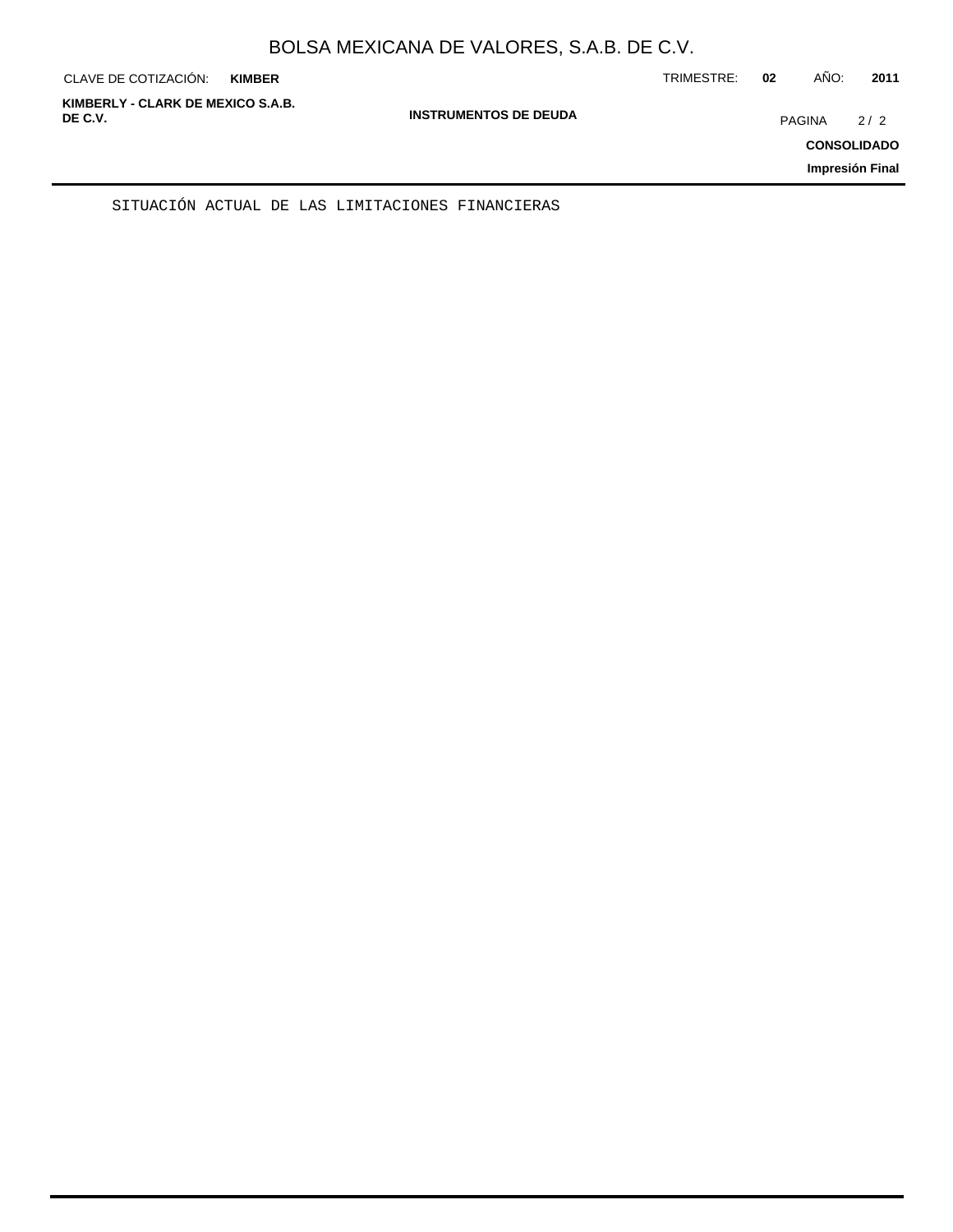SITUACIÓN ACTUAL DE LAS LIMITACIONES FINANCIERAS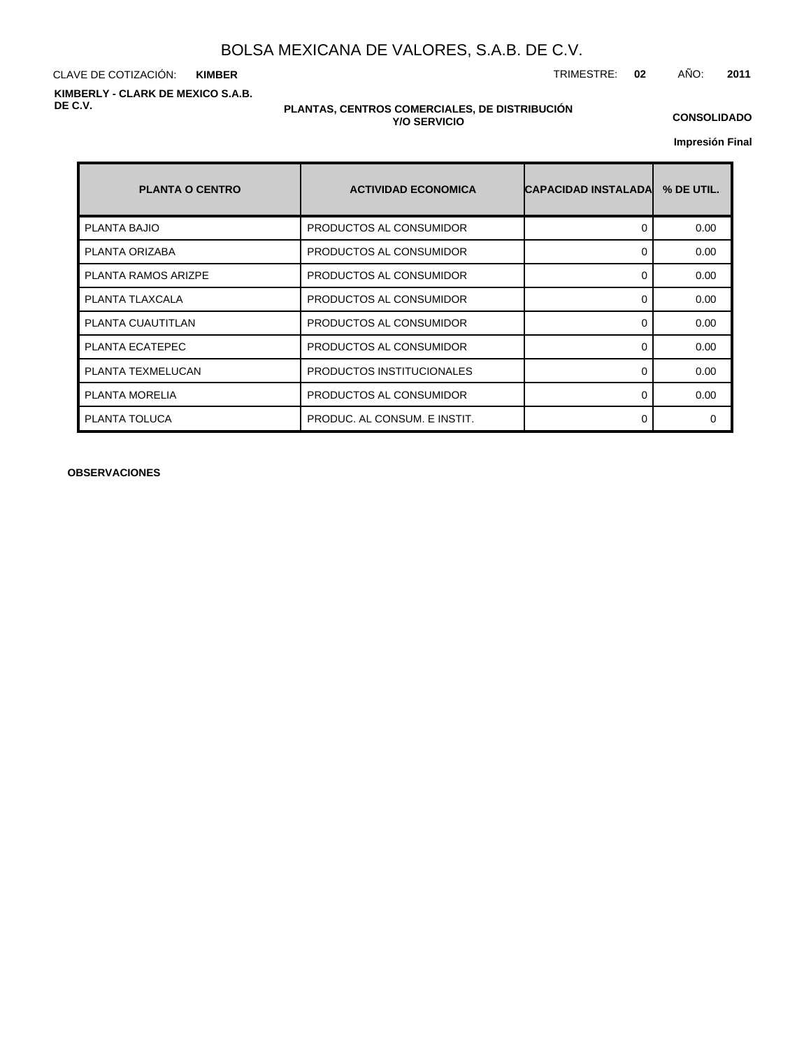# BOLSA MEXICANA DE VALORES, S.A.B. DE C.V.

CLAVE DE COTIZACIÓN: **KIMBER**

TRIMESTRE: **02** AÑO: **2011**

**KIMBERLY - CLARK DE MEXICO S.A.B. DE C.V.**

**PLANTAS, CENTROS COMERCIALES, DE DISTRIBUCIÓN Y/O SERVICIO**

**CONSOLIDADO**

**Impresión Final**

| PLANTA O CENTRO | ACTIVIDAD ECONOMICA | CAPACIDAD INSTALADA | % DE UTIL. |
|---|---|---|---|
| PLANTA BAJIO | PRODUCTOS AL CONSUMIDOR | 0 | 0.00 |
| PLANTA ORIZABA | PRODUCTOS AL CONSUMIDOR | 0 | 0.00 |
| PLANTA RAMOS ARIZPE | PRODUCTOS AL CONSUMIDOR | 0 | 0.00 |
| PLANTA TLAXCALA | PRODUCTOS AL CONSUMIDOR | 0 | 0.00 |
| PLANTA CUAUTITLAN | PRODUCTOS AL CONSUMIDOR | 0 | 0.00 |
| PLANTA ECATEPEC | PRODUCTOS AL CONSUMIDOR | 0 | 0.00 |
| PLANTA TEXMELUCAN | PRODUCTOS INSTITUCIONALES | 0 | 0.00 |
| PLANTA MORELIA | PRODUCTOS AL CONSUMIDOR | 0 | 0.00 |
| PLANTA TOLUCA | PRODUC. AL CONSUM. E INSTIT. | 0 | 0 |

**OBSERVACIONES**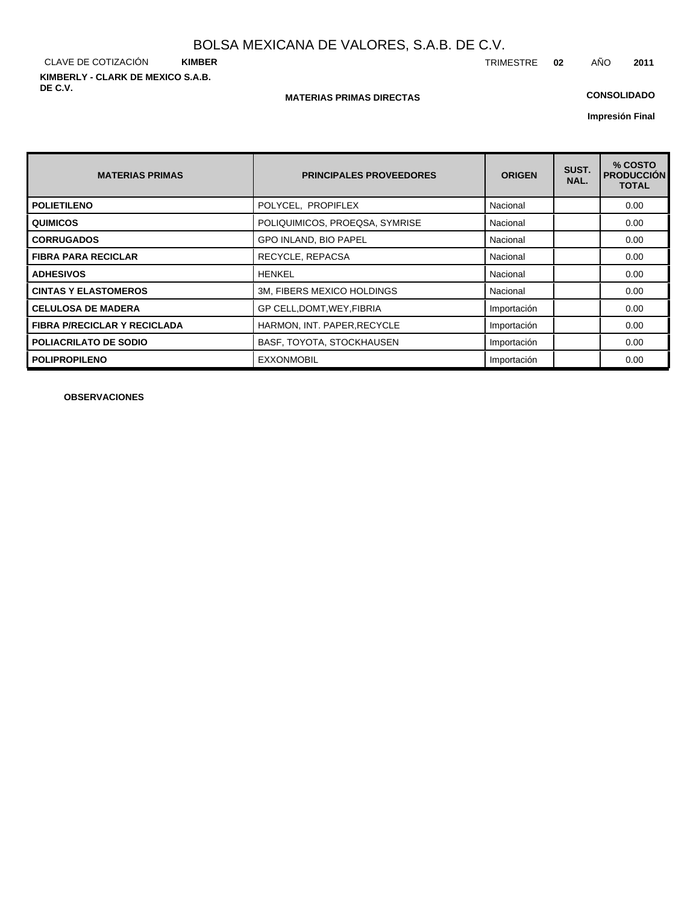# BOLSA MEXICANA DE VALORES, S.A.B. DE C.V.

CLAVE DE COTIZACIÓN **KIMBER** TRIMESTRE **02** AÑO **2011**

**KIMBERLY - CLARK DE MEXICO S.A.B. DE C.V.**

**MATERIAS PRIMAS DIRECTAS**

**CONSOLIDADO**

**Impresión Final**

| MATERIAS PRIMAS | PRINCIPALES PROVEEDORES | ORIGEN | SUST. NAL. | % COSTO PRODUCCIÓN TOTAL |
|---|---|---|---|---|
| **POLIETILENO** | POLYCEL, PROPIFLEX | Nacional | | 0.00 |
| **QUIMICOS** | POLIQUIMICOS, PROEQSA, SYMRISE | Nacional | | 0.00 |
| **CORRUGADOS** | GPO INLAND, BIO PAPEL | Nacional | | 0.00 |
| **FIBRA PARA RECICLAR** | RECYCLE, REPACSA | Nacional | | 0.00 |
| **ADHESIVOS** | HENKEL | Nacional | | 0.00 |
| **CINTAS Y ELASTOMEROS** | 3M, FIBERS MEXICO HOLDINGS | Nacional | | 0.00 |
| **CELULOSA DE MADERA** | GP CELL,DOMT,WEY,FIBRIA | Importación | | 0.00 |
| **FIBRA P/RECICLAR Y RECICLADA** | HARMON, INT. PAPER,RECYCLE | Importación | | 0.00 |
| **POLIACRILATO DE SODIO** | BASF, TOYOTA, STOCKHAUSEN | Importación | | 0.00 |
| **POLIPROPILENO** | EXXONMOBIL | Importación | | 0.00 |

**OBSERVACIONES**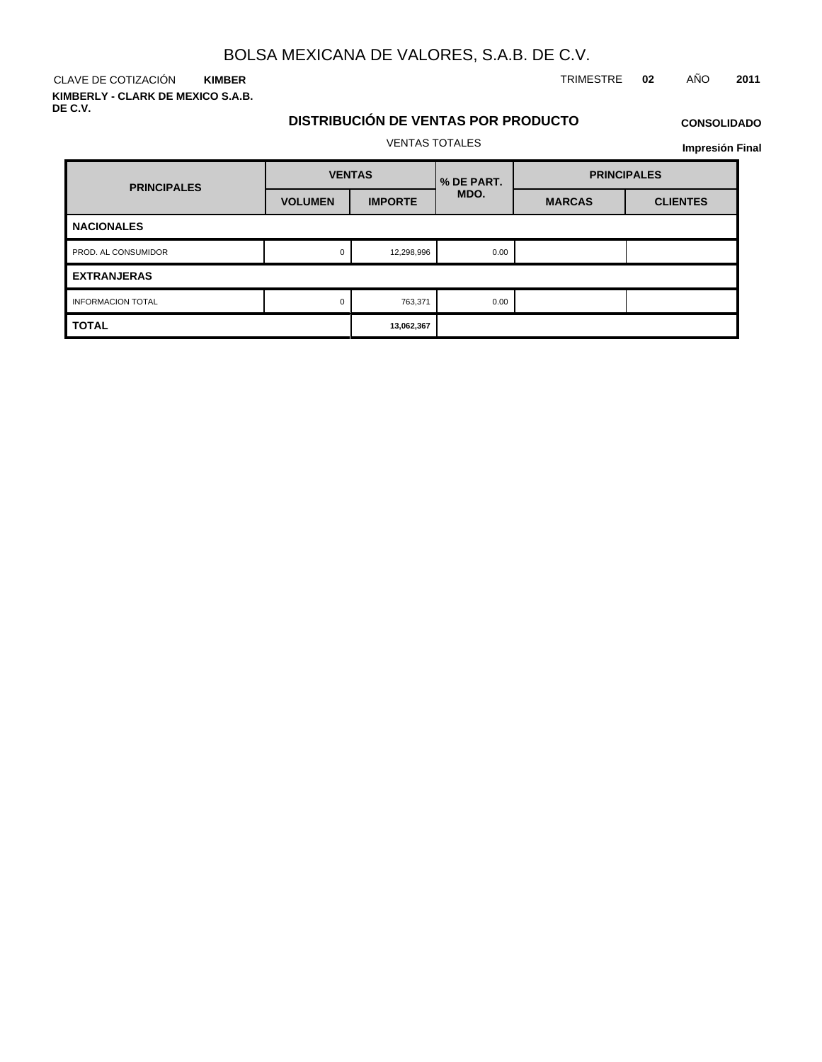# BOLSA MEXICANA DE VALORES, S.A.B. DE C.V.

CLAVE DE COTIZACIÓN **KIMBER**

TRIMESTRE **02** AÑO **2011**

**KIMBERLY - CLARK DE MEXICO S.A.B. DE C.V.**

## DISTRIBUCIÓN DE VENTAS POR PRODUCTO

**CONSOLIDADO**

VENTAS TOTALES

**Impresión Final**

| PRINCIPALES | VENTAS | | % DE PART. MDO. | PRINCIPALES | |
|---|---|---|---|---|---|
| | VOLUMEN | IMPORTE | | MARCAS | CLIENTES |
| **NACIONALES** | | | | | |
| PROD. AL CONSUMIDOR | 0 | 12,298,996 | 0.00 | | |
| **EXTRANJERAS** | | | | | |
| INFORMACION TOTAL | 0 | 763,371 | 0.00 | | |
| **TOTAL** | | **13,062,367** | | | |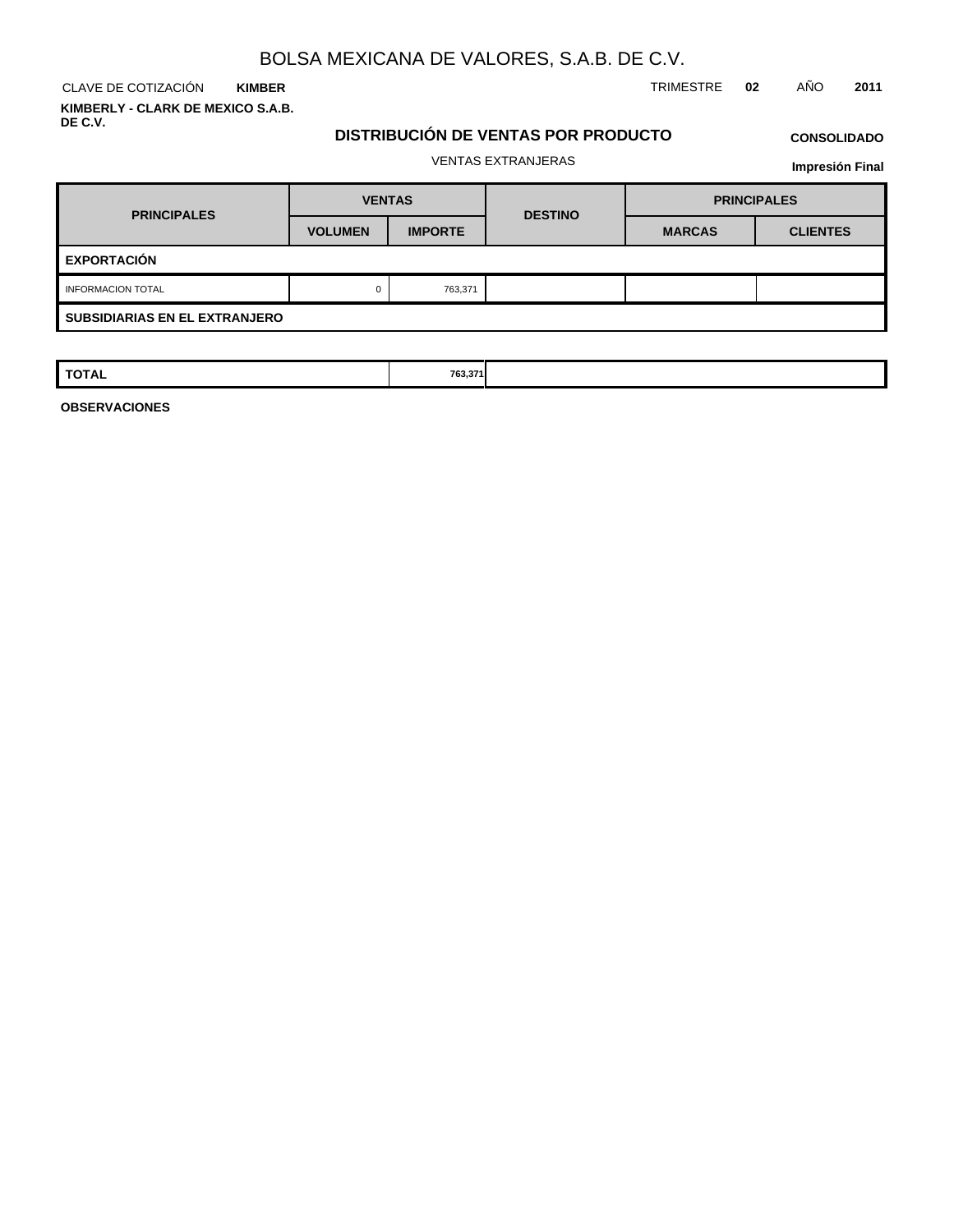BOLSA MEXICANA DE VALORES, S.A.B. DE C.V.

CLAVE DE COTIZACIÓN **KIMBER**

TRIMESTRE **02** AÑO **2011**

**KIMBERLY - CLARK DE MEXICO S.A.B. DE C.V.**

## DISTRIBUCIÓN DE VENTAS POR PRODUCTO

**CONSOLIDADO**

VENTAS EXTRANJERAS

**Impresión Final**

| PRINCIPALES | VENTAS | | DESTINO | PRINCIPALES | |
|---|---|---|---|---|---|
| | VOLUMEN | IMPORTE | | MARCAS | CLIENTES |
| **EXPORTACIÓN** | | | | | |
| INFORMACION TOTAL | 0 | 763,371 | | | |
| **SUBSIDIARIAS EN EL EXTRANJERO** | | | | | |
| **TOTAL** | | **763,371** | | | |

**OBSERVACIONES**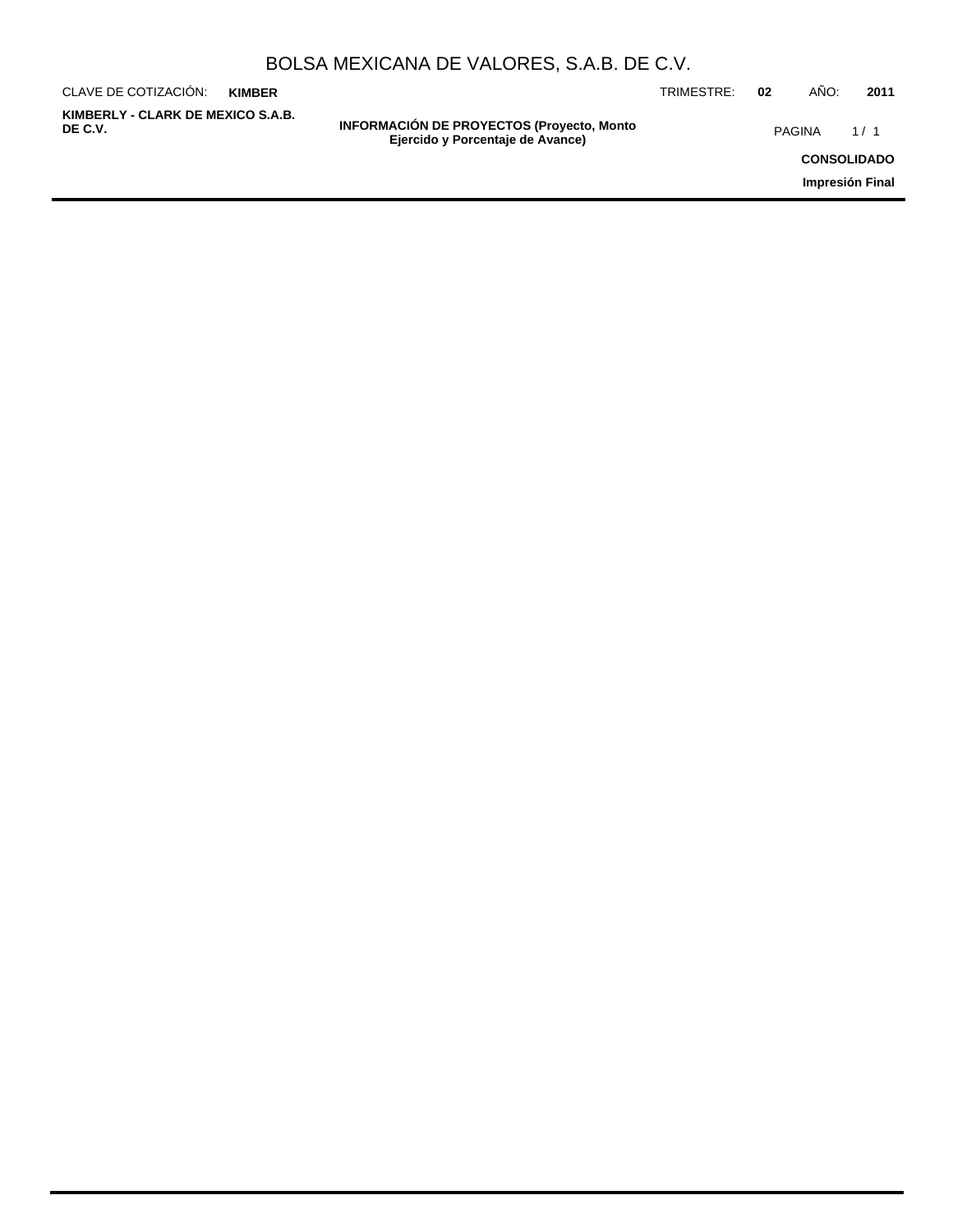## INFORMACIÓN DE PROYECTOS (Proyecto, Monto Ejercido y Porcentaje de Avance)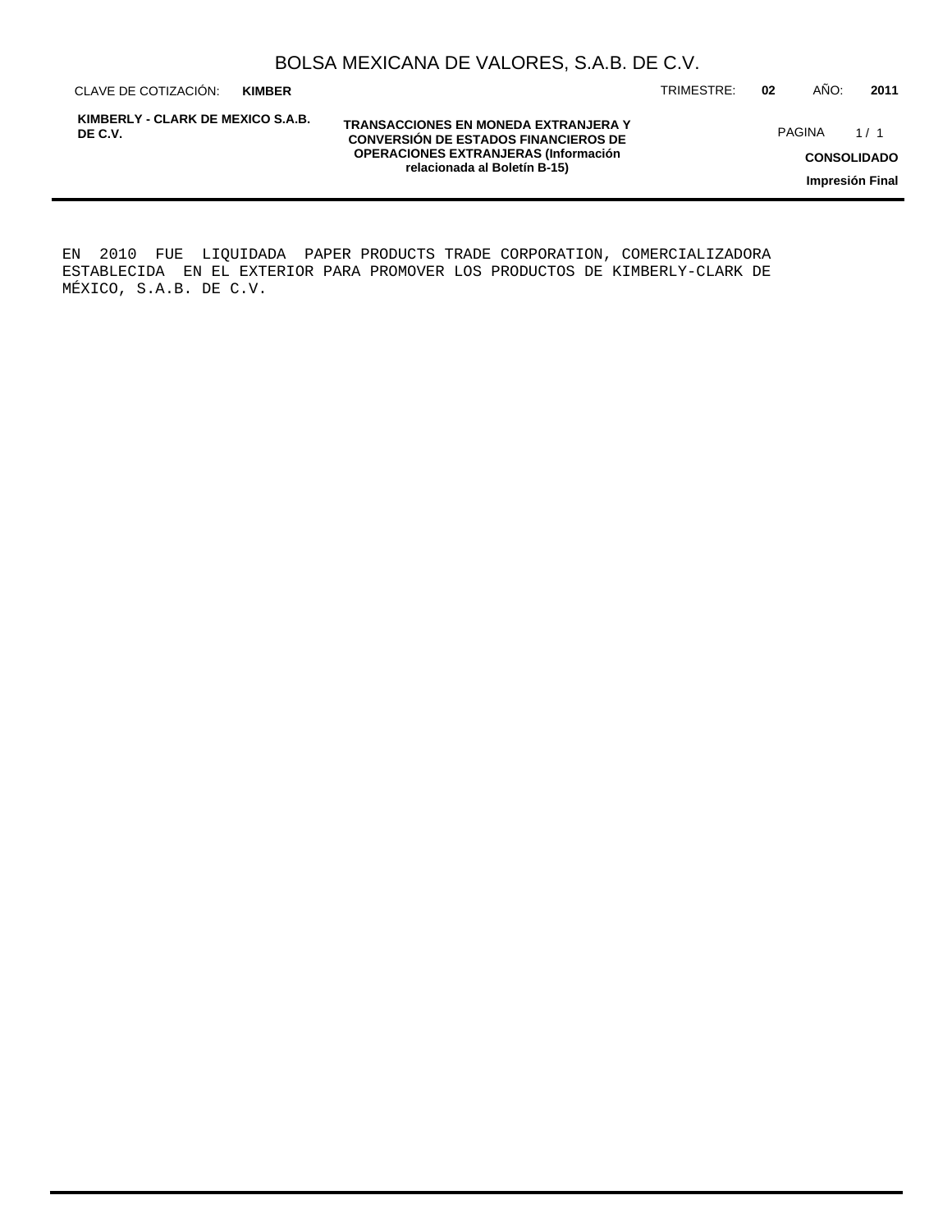EN 2010 FUE LIQUIDADA PAPER PRODUCTS TRADE CORPORATION, COMERCIALIZADORA ESTABLECIDA EN EL EXTERIOR PARA PROMOVER LOS PRODUCTOS DE KIMBERLY-CLARK DE MÉXICO, S.A.B. DE C.V.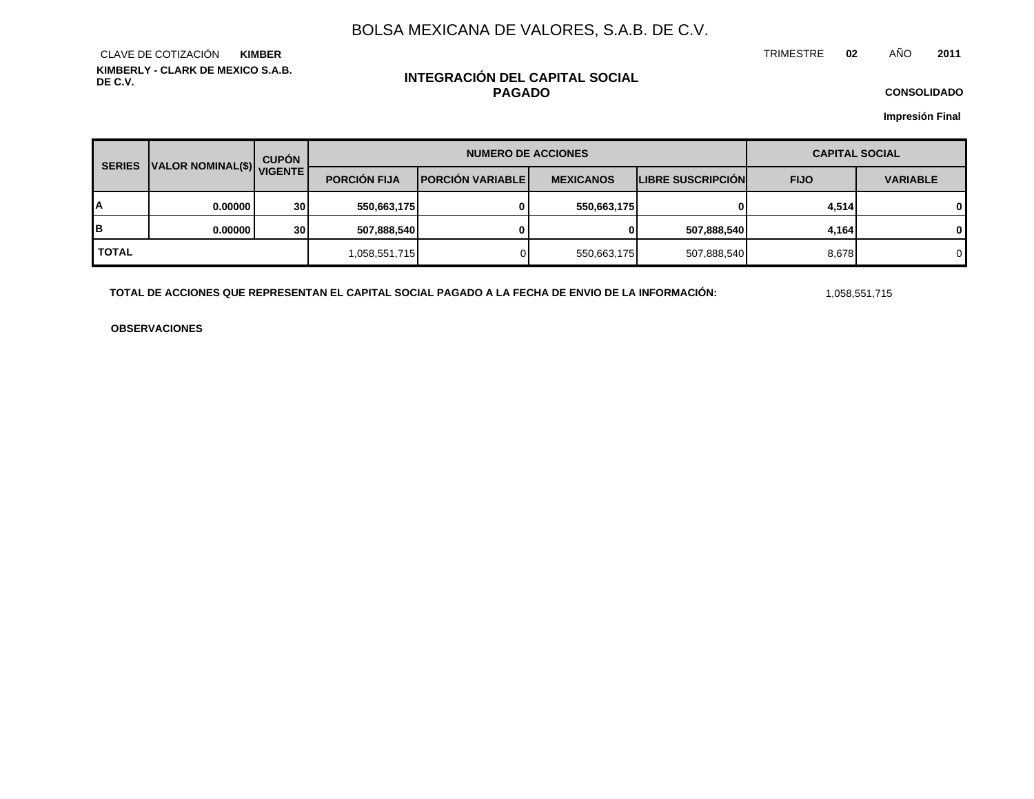# BOLSA MEXICANA DE VALORES, S.A.B. DE C.V.

CLAVE DE COTIZACIÓN **KIMBER**

TRIMESTRE **02** AÑO **2011**

**KIMBERLY - CLARK DE MEXICO S.A.B. DE C.V.**

## INTEGRACIÓN DEL CAPITAL SOCIAL PAGADO

**CONSOLIDADO**

**Impresión Final**

| SERIES | VALOR NOMINAL($) | CUPÓN VIGENTE | NUMERO DE ACCIONES | | | | CAPITAL SOCIAL | |
|---|---|---|---|---|---|---|---|---|
| | | | PORCIÓN FIJA | PORCIÓN VARIABLE | MEXICANOS | LIBRE SUSCRIPCIÓN | FIJO | VARIABLE |
| **A** | **0.00000** | **30** | **550,663,175** | **0** | **550,663,175** | **0** | **4,514** | **0** |
| **B** | **0.00000** | **30** | **507,888,540** | **0** | **0** | **507,888,540** | **4,164** | **0** |
| **TOTAL** | | | 1,058,551,715 | 0 | 550,663,175 | 507,888,540 | 8,678 | 0 |

**TOTAL DE ACCIONES QUE REPRESENTAN EL CAPITAL SOCIAL PAGADO A LA FECHA DE ENVIO DE LA INFORMACIÓN:** 1,058,551,715

**OBSERVACIONES**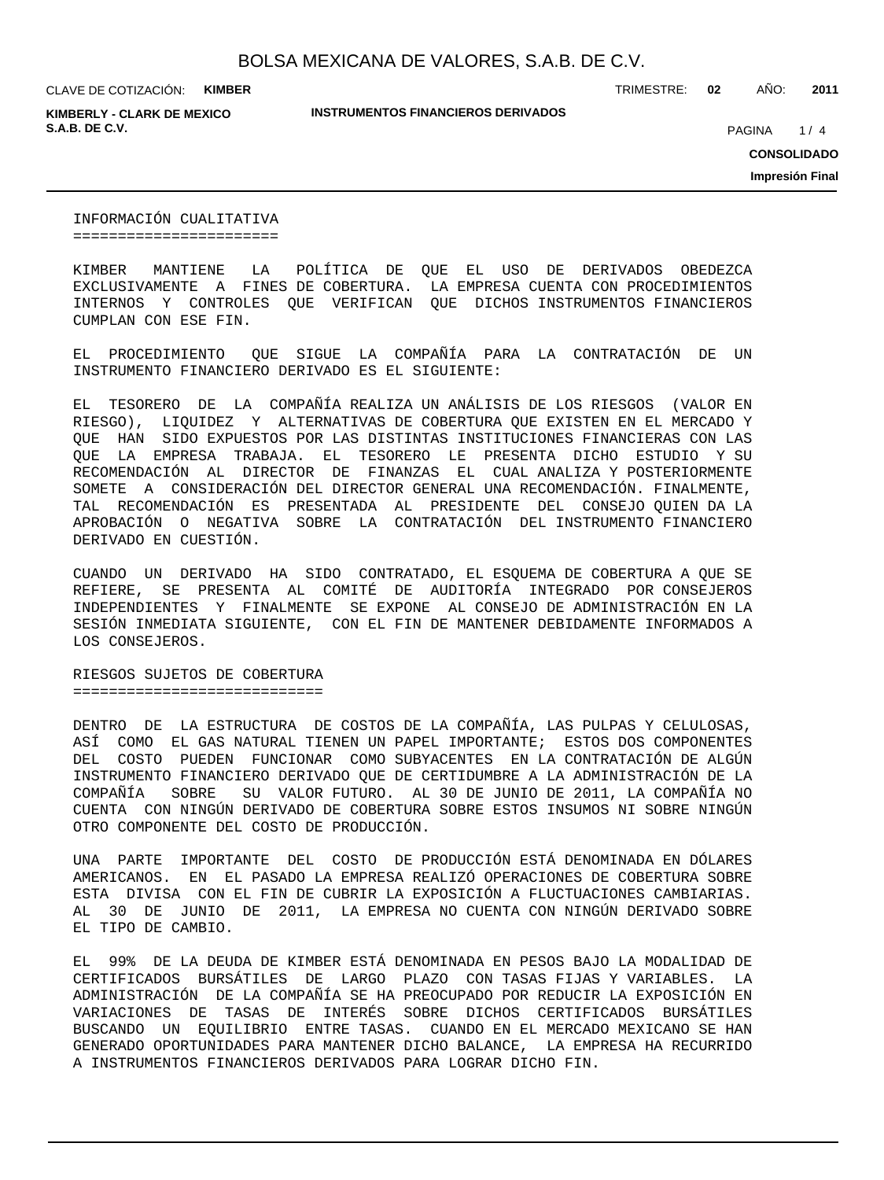## INFORMACIÓN CUALITATIVA

KIMBER MANTIENE LA POLÍTICA DE QUE EL USO DE DERIVADOS OBEDEZCA EXCLUSIVAMENTE A FINES DE COBERTURA. LA EMPRESA CUENTA CON PROCEDIMIENTOS INTERNOS Y CONTROLES QUE VERIFICAN QUE DICHOS INSTRUMENTOS FINANCIEROS CUMPLAN CON ESE FIN.

EL PROCEDIMIENTO QUE SIGUE LA COMPAÑÍA PARA LA CONTRATACIÓN DE UN INSTRUMENTO FINANCIERO DERIVADO ES EL SIGUIENTE:

EL TESORERO DE LA COMPAÑÍA REALIZA UN ANÁLISIS DE LOS RIESGOS (VALOR EN RIESGO), LIQUIDEZ Y ALTERNATIVAS DE COBERTURA QUE EXISTEN EN EL MERCADO Y QUE HAN SIDO EXPUESTOS POR LAS DISTINTAS INSTITUCIONES FINANCIERAS CON LAS QUE LA EMPRESA TRABAJA. EL TESORERO LE PRESENTA DICHO ESTUDIO Y SU RECOMENDACIÓN AL DIRECTOR DE FINANZAS EL CUAL ANALIZA Y POSTERIORMENTE SOMETE A CONSIDERACIÓN DEL DIRECTOR GENERAL UNA RECOMENDACIÓN. FINALMENTE, TAL RECOMENDACIÓN ES PRESENTADA AL PRESIDENTE DEL CONSEJO QUIEN DA LA APROBACIÓN O NEGATIVA SOBRE LA CONTRATACIÓN DEL INSTRUMENTO FINANCIERO DERIVADO EN CUESTIÓN.

CUANDO UN DERIVADO HA SIDO CONTRATADO, EL ESQUEMA DE COBERTURA A QUE SE REFIERE, SE PRESENTA AL COMITÉ DE AUDITORÍA INTEGRADO POR CONSEJEROS INDEPENDIENTES Y FINALMENTE SE EXPONE AL CONSEJO DE ADMINISTRACIÓN EN LA SESIÓN INMEDIATA SIGUIENTE, CON EL FIN DE MANTENER DEBIDAMENTE INFORMADOS A LOS CONSEJEROS.

## RIESGOS SUJETOS DE COBERTURA

DENTRO DE LA ESTRUCTURA DE COSTOS DE LA COMPAÑÍA, LAS PULPAS Y CELULOSAS, ASÍ COMO EL GAS NATURAL TIENEN UN PAPEL IMPORTANTE; ESTOS DOS COMPONENTES DEL COSTO PUEDEN FUNCIONAR COMO SUBYACENTES EN LA CONTRATACIÓN DE ALGÚN INSTRUMENTO FINANCIERO DERIVADO QUE DE CERTIDUMBRE A LA ADMINISTRACIÓN DE LA COMPAÑÍA SOBRE SU VALOR FUTURO. AL 30 DE JUNIO DE 2011, LA COMPAÑÍA NO CUENTA CON NINGÚN DERIVADO DE COBERTURA SOBRE ESTOS INSUMOS NI SOBRE NINGÚN OTRO COMPONENTE DEL COSTO DE PRODUCCIÓN.

UNA PARTE IMPORTANTE DEL COSTO DE PRODUCCIÓN ESTÁ DENOMINADA EN DÓLARES AMERICANOS. EN EL PASADO LA EMPRESA REALIZÓ OPERACIONES DE COBERTURA SOBRE ESTA DIVISA CON EL FIN DE CUBRIR LA EXPOSICIÓN A FLUCTUACIONES CAMBIARIAS. AL 30 DE JUNIO DE 2011, LA EMPRESA NO CUENTA CON NINGÚN DERIVADO SOBRE EL TIPO DE CAMBIO.

EL 99% DE LA DEUDA DE KIMBER ESTÁ DENOMINADA EN PESOS BAJO LA MODALIDAD DE CERTIFICADOS BURSÁTILES DE LARGO PLAZO CON TASAS FIJAS Y VARIABLES. LA ADMINISTRACIÓN DE LA COMPAÑÍA SE HA PREOCUPADO POR REDUCIR LA EXPOSICIÓN EN VARIACIONES DE TASAS DE INTERÉS SOBRE DICHOS CERTIFICADOS BURSÁTILES BUSCANDO UN EQUILIBRIO ENTRE TASAS. CUANDO EN EL MERCADO MEXICANO SE HAN GENERADO OPORTUNIDADES PARA MANTENER DICHO BALANCE, LA EMPRESA HA RECURRIDO A INSTRUMENTOS FINANCIEROS DERIVADOS PARA LOGRAR DICHO FIN.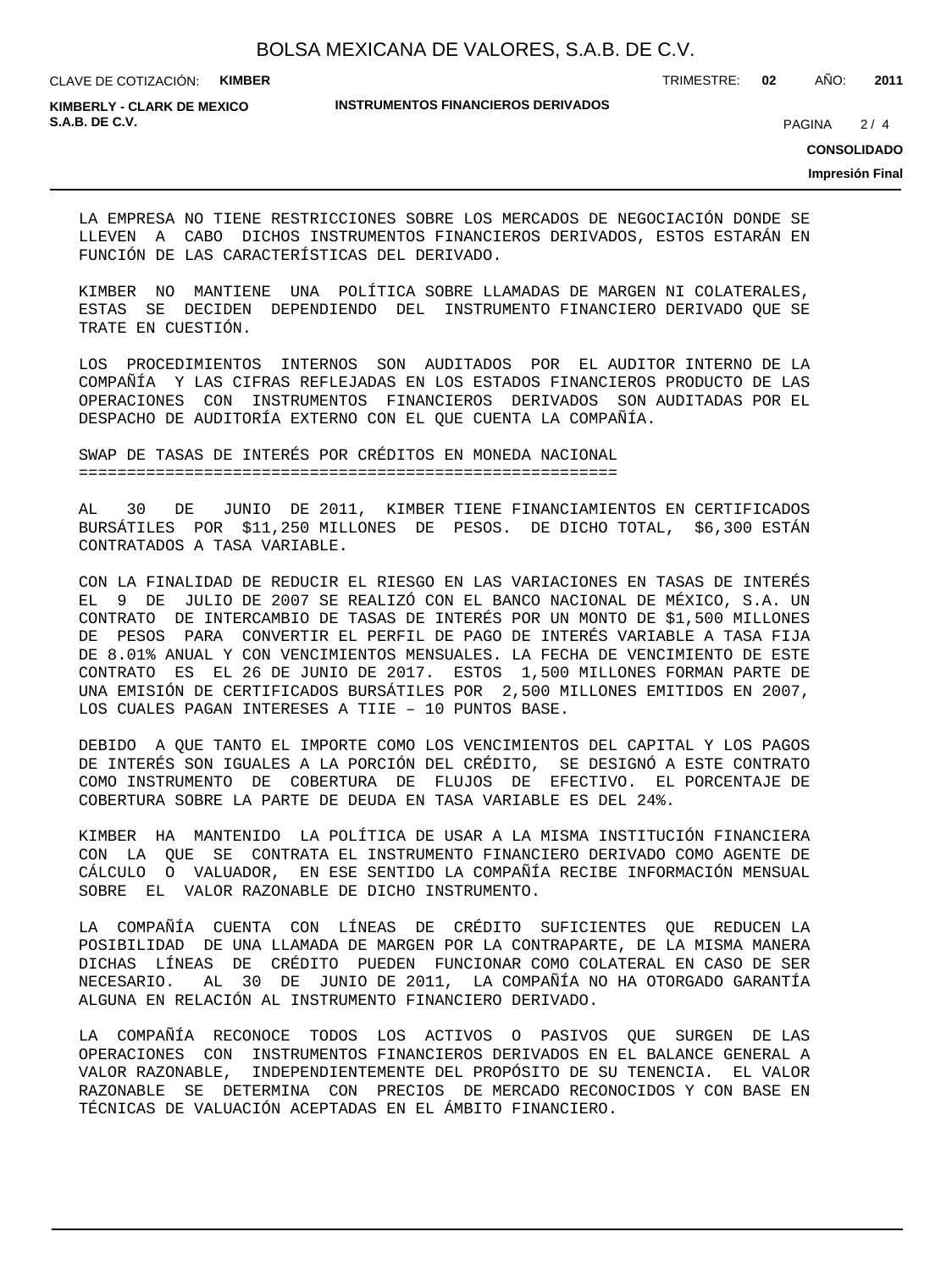LA EMPRESA NO TIENE RESTRICCIONES SOBRE LOS MERCADOS DE NEGOCIACIÓN DONDE SE LLEVEN A CABO DICHOS INSTRUMENTOS FINANCIEROS DERIVADOS, ESTOS ESTARÁN EN FUNCIÓN DE LAS CARACTERÍSTICAS DEL DERIVADO.

KIMBER NO MANTIENE UNA POLÍTICA SOBRE LLAMADAS DE MARGEN NI COLATERALES, ESTAS SE DECIDEN DEPENDIENDO DEL INSTRUMENTO FINANCIERO DERIVADO QUE SE TRATE EN CUESTIÓN.

LOS PROCEDIMIENTOS INTERNOS SON AUDITADOS POR EL AUDITOR INTERNO DE LA COMPAÑÍA Y LAS CIFRAS REFLEJADAS EN LOS ESTADOS FINANCIEROS PRODUCTO DE LAS OPERACIONES CON INSTRUMENTOS FINANCIEROS DERIVADOS SON AUDITADAS POR EL DESPACHO DE AUDITORÍA EXTERNO CON EL QUE CUENTA LA COMPAÑÍA.

## SWAP DE TASAS DE INTERÉS POR CRÉDITOS EN MONEDA NACIONAL

AL 30 DE JUNIO DE 2011, KIMBER TIENE FINANCIAMIENTOS EN CERTIFICADOS BURSÁTILES POR $11,250 MILLONES DE PESOS. DE DICHO TOTAL, $6,300 ESTÁN CONTRATADOS A TASA VARIABLE.

CON LA FINALIDAD DE REDUCIR EL RIESGO EN LAS VARIACIONES EN TASAS DE INTERÉS EL 9 DE JULIO DE 2007 SE REALIZÓ CON EL BANCO NACIONAL DE MÉXICO, S.A. UN CONTRATO DE INTERCAMBIO DE TASAS DE INTERÉS POR UN MONTO DE $1,500 MILLONES DE PESOS PARA CONVERTIR EL PERFIL DE PAGO DE INTERÉS VARIABLE A TASA FIJA DE 8.01% ANUAL Y CON VENCIMIENTOS MENSUALES. LA FECHA DE VENCIMIENTO DE ESTE CONTRATO ES EL 26 DE JUNIO DE 2017. ESTOS 1,500 MILLONES FORMAN PARTE DE UNA EMISIÓN DE CERTIFICADOS BURSÁTILES POR 2,500 MILLONES EMITIDOS EN 2007, LOS CUALES PAGAN INTERESES A TIIE – 10 PUNTOS BASE.

DEBIDO A QUE TANTO EL IMPORTE COMO LOS VENCIMIENTOS DEL CAPITAL Y LOS PAGOS DE INTERÉS SON IGUALES A LA PORCIÓN DEL CRÉDITO, SE DESIGNÓ A ESTE CONTRATO COMO INSTRUMENTO DE COBERTURA DE FLUJOS DE EFECTIVO. EL PORCENTAJE DE COBERTURA SOBRE LA PARTE DE DEUDA EN TASA VARIABLE ES DEL 24%.

KIMBER HA MANTENIDO LA POLÍTICA DE USAR A LA MISMA INSTITUCIÓN FINANCIERA CON LA QUE SE CONTRATA EL INSTRUMENTO FINANCIERO DERIVADO COMO AGENTE DE CÁLCULO O VALUADOR, EN ESE SENTIDO LA COMPAÑÍA RECIBE INFORMACIÓN MENSUAL SOBRE EL VALOR RAZONABLE DE DICHO INSTRUMENTO.

LA COMPAÑÍA CUENTA CON LÍNEAS DE CRÉDITO SUFICIENTES QUE REDUCEN LA POSIBILIDAD DE UNA LLAMADA DE MARGEN POR LA CONTRAPARTE, DE LA MISMA MANERA DICHAS LÍNEAS DE CRÉDITO PUEDEN FUNCIONAR COMO COLATERAL EN CASO DE SER NECESARIO. AL 30 DE JUNIO DE 2011, LA COMPAÑÍA NO HA OTORGADO GARANTÍA ALGUNA EN RELACIÓN AL INSTRUMENTO FINANCIERO DERIVADO.

LA COMPAÑÍA RECONOCE TODOS LOS ACTIVOS O PASIVOS QUE SURGEN DE LAS OPERACIONES CON INSTRUMENTOS FINANCIEROS DERIVADOS EN EL BALANCE GENERAL A VALOR RAZONABLE, INDEPENDIENTEMENTE DEL PROPÓSITO DE SU TENENCIA. EL VALOR RAZONABLE SE DETERMINA CON PRECIOS DE MERCADO RECONOCIDOS Y CON BASE EN TÉCNICAS DE VALUACIÓN ACEPTADAS EN EL ÁMBITO FINANCIERO.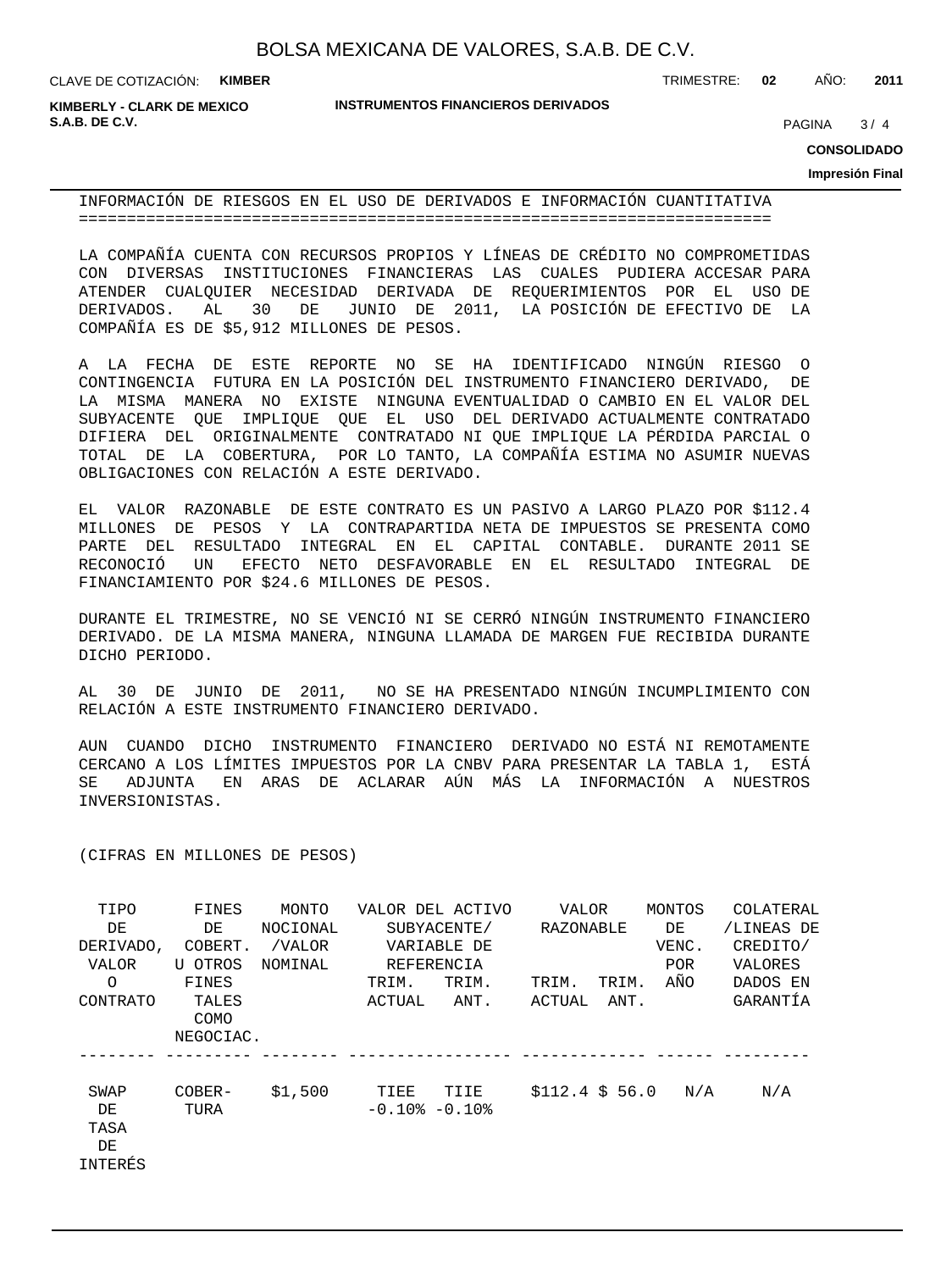## INFORMACIÓN DE RIESGOS EN EL USO DE DERIVADOS E INFORMACIÓN CUANTITATIVA

LA COMPAÑÍA CUENTA CON RECURSOS PROPIOS Y LÍNEAS DE CRÉDITO NO COMPROMETIDAS CON DIVERSAS INSTITUCIONES FINANCIERAS LAS CUALES PUDIERA ACCESAR PARA ATENDER CUALQUIER NECESIDAD DERIVADA DE REQUERIMIENTOS POR EL USO DE DERIVADOS. AL 30 DE JUNIO DE 2011, LA POSICIÓN DE EFECTIVO DE LA COMPAÑÍA ES DE $5,912 MILLONES DE PESOS.

A LA FECHA DE ESTE REPORTE NO SE HA IDENTIFICADO NINGÚN RIESGO O CONTINGENCIA FUTURA EN LA POSICIÓN DEL INSTRUMENTO FINANCIERO DERIVADO, DE LA MISMA MANERA NO EXISTE NINGUNA EVENTUALIDAD O CAMBIO EN EL VALOR DEL SUBYACENTE QUE IMPLIQUE QUE EL USO DEL DERIVADO ACTUALMENTE CONTRATADO DIFIERA DEL ORIGINALMENTE CONTRATADO NI QUE IMPLIQUE LA PÉRDIDA PARCIAL O TOTAL DE LA COBERTURA, POR LO TANTO, LA COMPAÑÍA ESTIMA NO ASUMIR NUEVAS OBLIGACIONES CON RELACIÓN A ESTE DERIVADO.

EL VALOR RAZONABLE DE ESTE CONTRATO ES UN PASIVO A LARGO PLAZO POR $112.4 MILLONES DE PESOS Y LA CONTRAPARTIDA NETA DE IMPUESTOS SE PRESENTA COMO PARTE DEL RESULTADO INTEGRAL EN EL CAPITAL CONTABLE. DURANTE 2011 SE RECONOCIÓ UN EFECTO NETO DESFAVORABLE EN EL RESULTADO INTEGRAL DE FINANCIAMIENTO POR $24.6 MILLONES DE PESOS.

DURANTE EL TRIMESTRE, NO SE VENCIÓ NI SE CERRÓ NINGÚN INSTRUMENTO FINANCIERO DERIVADO. DE LA MISMA MANERA, NINGUNA LLAMADA DE MARGEN FUE RECIBIDA DURANTE DICHO PERIODO.

AL 30 DE JUNIO DE 2011, NO SE HA PRESENTADO NINGÚN INCUMPLIMIENTO CON RELACIÓN A ESTE INSTRUMENTO FINANCIERO DERIVADO.

AUN CUANDO DICHO INSTRUMENTO FINANCIERO DERIVADO NO ESTÁ NI REMOTAMENTE CERCANO A LOS LÍMITES IMPUESTOS POR LA CNBV PARA PRESENTAR LA TABLA 1, ESTÁ SE ADJUNTA EN ARAS DE ACLARAR AÚN MÁS LA INFORMACIÓN A NUESTROS INVERSIONISTAS.

(CIFRAS EN MILLONES DE PESOS)

| TIPO DE DERIVADO, VALOR O CONTRATO | FINES DE COBERT. U OTROS FINES TALES COMO NEGOCIAC. | MONTO NOCIONAL /VALOR NOMINAL | VALOR DEL ACTIVO SUBYACENTE/ VARIABLE DE REFERENCIA | | VALOR RAZONABLE | | MONTOS DE VENC. POR AÑO | COLATERAL /LINEAS DE CREDITO/ VALORES DADOS EN GARANTÍA |
|---|---|---|---|---|---|---|---|---|
| | | | TRIM. ACTUAL | TRIM. ANT. | TRIM. ACTUAL | TRIM. ANT. | | |
| SWAP DE TASA DE INTERÉS | COBERTURA | $1,500 | TIEE -0.10% | TIIE -0.10% | $112.4 | $ 56.0 | N/A | N/A |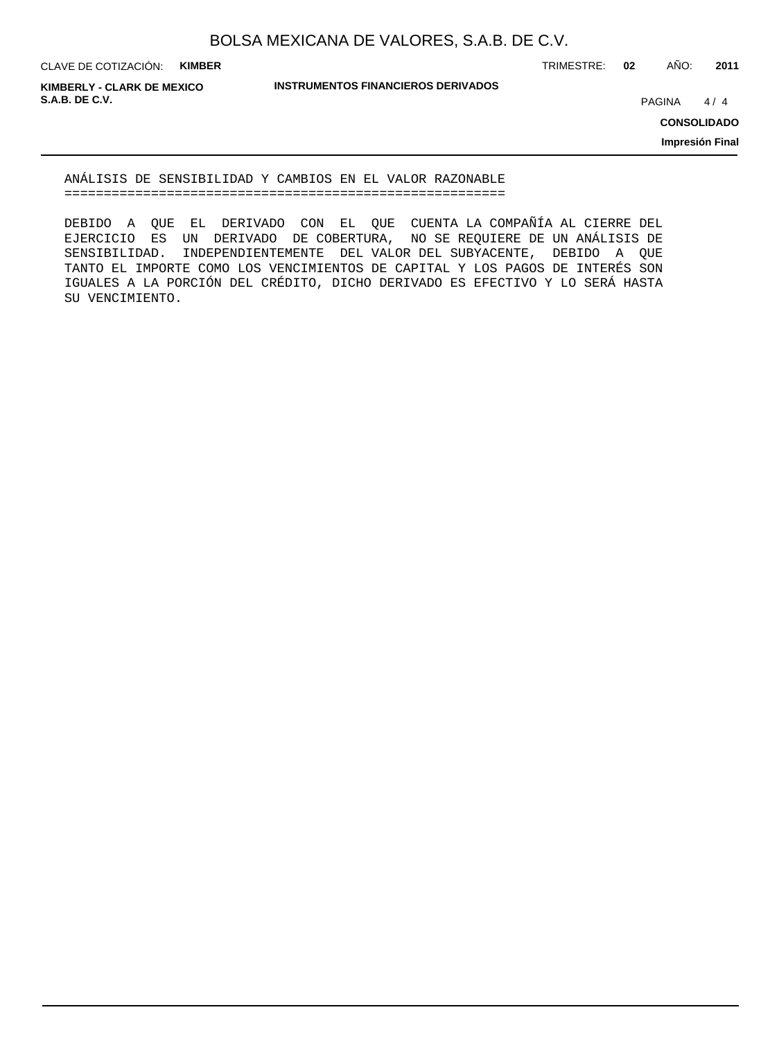## ANÁLISIS DE SENSIBILIDAD Y CAMBIOS EN EL VALOR RAZONABLE

DEBIDO A QUE EL DERIVADO CON EL QUE CUENTA LA COMPAÑÍA AL CIERRE DEL EJERCICIO ES UN DERIVADO DE COBERTURA, NO SE REQUIERE DE UN ANÁLISIS DE SENSIBILIDAD. INDEPENDIENTEMENTE DEL VALOR DEL SUBYACENTE, DEBIDO A QUE TANTO EL IMPORTE COMO LOS VENCIMIENTOS DE CAPITAL Y LOS PAGOS DE INTERÉS SON IGUALES A LA PORCIÓN DEL CRÉDITO, DICHO DERIVADO ES EFECTIVO Y LO SERÁ HASTA SU VENCIMIENTO.